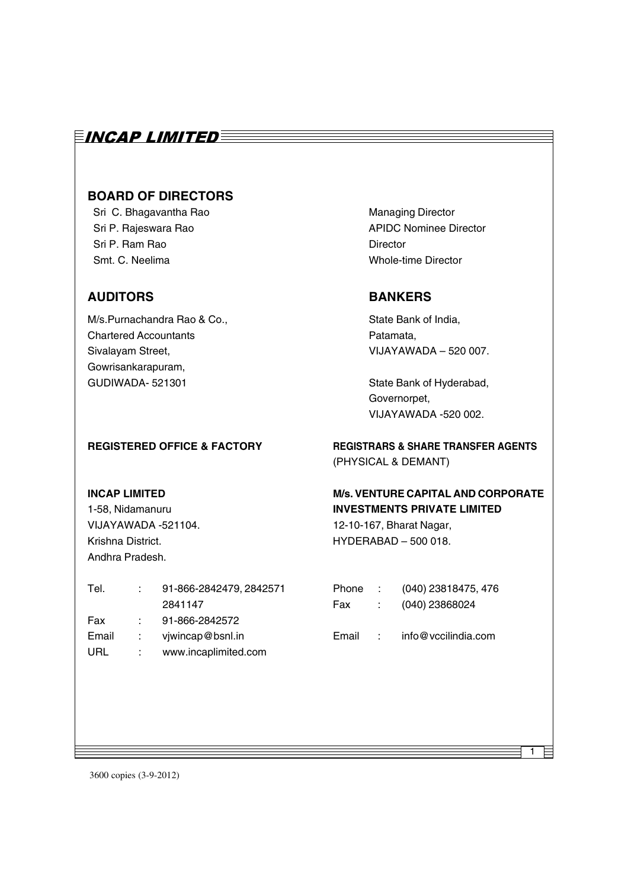# INCAP LIMITED

## BOARD OF DIRECTORS

| | |
|---|---|
| Sri C. Bhagavantha Rao | Managing Director |
| Sri P. Rajeswara Rao | APIDC Nominee Director |
| Sri P. Ram Rao | Director |
| Smt. C. Neelima | Whole-time Director |

## AUDITORS

M/s.Purnachandra Rao & Co.,
Chartered Accountants
Sivalayam Street,
Gowrisankarapuram,
GUDIWADA- 521301

## BANKERS

State Bank of India,
Patamata,
VIJAYAWADA – 520 007.

State Bank of Hyderabad,
Governorpet,
VIJAYAWADA -520 002.

### REGISTERED OFFICE & FACTORY

**INCAP LIMITED**
1-58, Nidamanuru
VIJAYAWADA -521104.
Krishna District.
Andhra Pradesh.

| | | |
|---|---|---|
| Tel. | : | 91-866-2842479, 2842571 2841147 |
| Fax | : | 91-866-2842572 |
| Email | : | vjwincap@bsnl.in |
| URL | : | www.incaplimited.com |

### REGISTRARS & SHARE TRANSFER AGENTS
(PHYSICAL & DEMANT)

**M/s. VENTURE CAPITAL AND CORPORATE INVESTMENTS PRIVATE LIMITED**
12-10-167, Bharat Nagar,
HYDERABAD – 500 018.

| | | |
|---|---|---|
| Phone | : | (040) 23818475, 476 |
| Fax | : | (040) 23868024 |
| Email | : | info@vccilindia.com |

3600 copies (3-9-2012)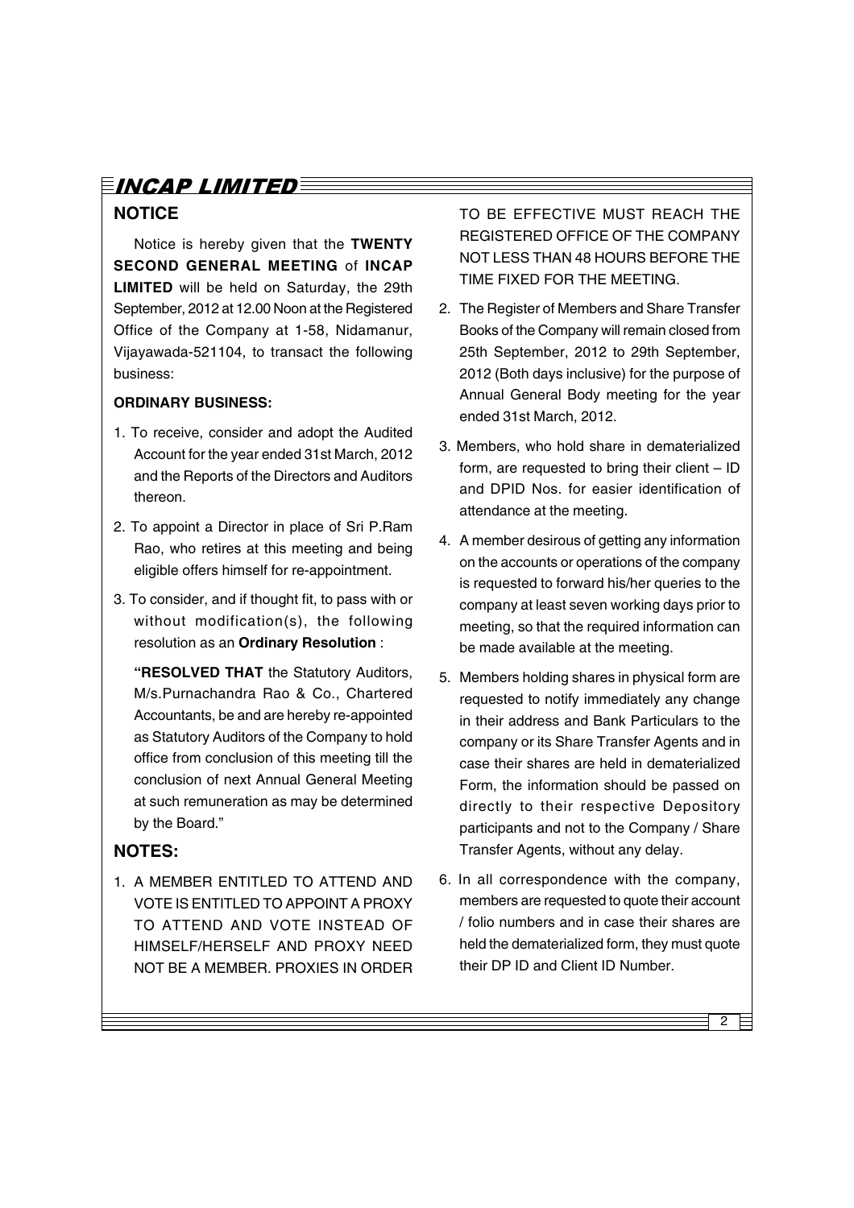## NOTICE

Notice is hereby given that the **TWENTY SECOND GENERAL MEETING** of **INCAP LIMITED** will be held on Saturday, the 29th September, 2012 at 12.00 Noon at the Registered Office of the Company at 1-58, Nidamanur, Vijayawada-521104, to transact the following business:

**ORDINARY BUSINESS:**

1. To receive, consider and adopt the Audited Account for the year ended 31st March, 2012 and the Reports of the Directors and Auditors thereon.
2. To appoint a Director in place of Sri P.Ram Rao, who retires at this meeting and being eligible offers himself for re-appointment.
3. To consider, and if thought fit, to pass with or without modification(s), the following resolution as an **Ordinary Resolution** :

   **"RESOLVED THAT** the Statutory Auditors, M/s.Purnachandra Rao & Co., Chartered Accountants, be and are hereby re-appointed as Statutory Auditors of the Company to hold office from conclusion of this meeting till the conclusion of next Annual General Meeting at such remuneration as may be determined by the Board."

## NOTES:

1. A MEMBER ENTITLED TO ATTEND AND VOTE IS ENTITLED TO APPOINT A PROXY TO ATTEND AND VOTE INSTEAD OF HIMSELF/HERSELF AND PROXY NEED NOT BE A MEMBER. PROXIES IN ORDER TO BE EFFECTIVE MUST REACH THE REGISTERED OFFICE OF THE COMPANY NOT LESS THAN 48 HOURS BEFORE THE TIME FIXED FOR THE MEETING.
2. The Register of Members and Share Transfer Books of the Company will remain closed from 25th September, 2012 to 29th September, 2012 (Both days inclusive) for the purpose of Annual General Body meeting for the year ended 31st March, 2012.
3. Members, who hold share in dematerialized form, are requested to bring their client – ID and DPID Nos. for easier identification of attendance at the meeting.
4. A member desirous of getting any information on the accounts or operations of the company is requested to forward his/her queries to the company at least seven working days prior to meeting, so that the required information can be made available at the meeting.
5. Members holding shares in physical form are requested to notify immediately any change in their address and Bank Particulars to the company or its Share Transfer Agents and in case their shares are held in dematerialized Form, the information should be passed on directly to their respective Depository participants and not to the Company / Share Transfer Agents, without any delay.
6. In all correspondence with the company, members are requested to quote their account / folio numbers and in case their shares are held the dematerialized form, they must quote their DP ID and Client ID Number.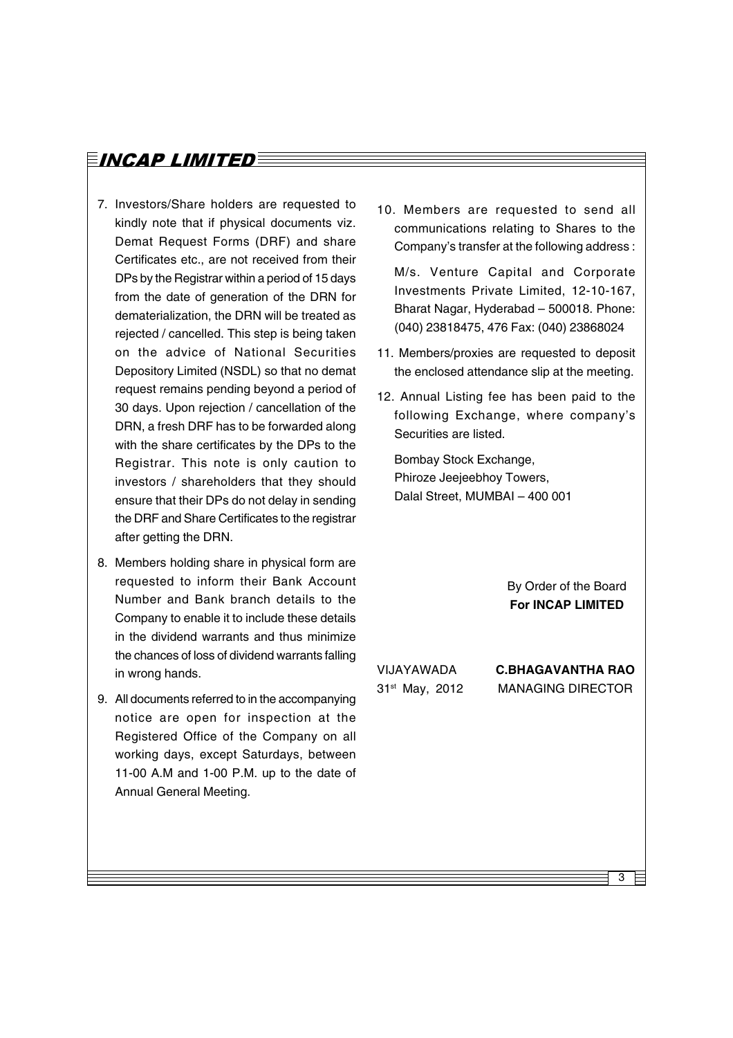7. Investors/Share holders are requested to kindly note that if physical documents viz. Demat Request Forms (DRF) and share Certificates etc., are not received from their DPs by the Registrar within a period of 15 days from the date of generation of the DRN for dematerialization, the DRN will be treated as rejected / cancelled. This step is being taken on the advice of National Securities Depository Limited (NSDL) so that no demat request remains pending beyond a period of 30 days. Upon rejection / cancellation of the DRN, a fresh DRF has to be forwarded along with the share certificates by the DPs to the Registrar. This note is only caution to investors / shareholders that they should ensure that their DPs do not delay in sending the DRF and Share Certificates to the registrar after getting the DRN.

8. Members holding share in physical form are requested to inform their Bank Account Number and Bank branch details to the Company to enable it to include these details in the dividend warrants and thus minimize the chances of loss of dividend warrants falling in wrong hands.

9. All documents referred to in the accompanying notice are open for inspection at the Registered Office of the Company on all working days, except Saturdays, between 11-00 A.M and 1-00 P.M. up to the date of Annual General Meeting.

10. Members are requested to send all communications relating to Shares to the Company's transfer at the following address :

    M/s. Venture Capital and Corporate Investments Private Limited, 12-10-167, Bharat Nagar, Hyderabad – 500018. Phone: (040) 23818475, 476 Fax: (040) 23868024

11. Members/proxies are requested to deposit the enclosed attendance slip at the meeting.

12. Annual Listing fee has been paid to the following Exchange, where company's Securities are listed.

    Bombay Stock Exchange,
    Phiroze Jeejeebhoy Towers,
    Dalal Street, MUMBAI – 400 001

By Order of the Board
**For INCAP LIMITED**

VIJAYAWADA
31st May, 2012

**C.BHAGAVANTHA RAO**
MANAGING DIRECTOR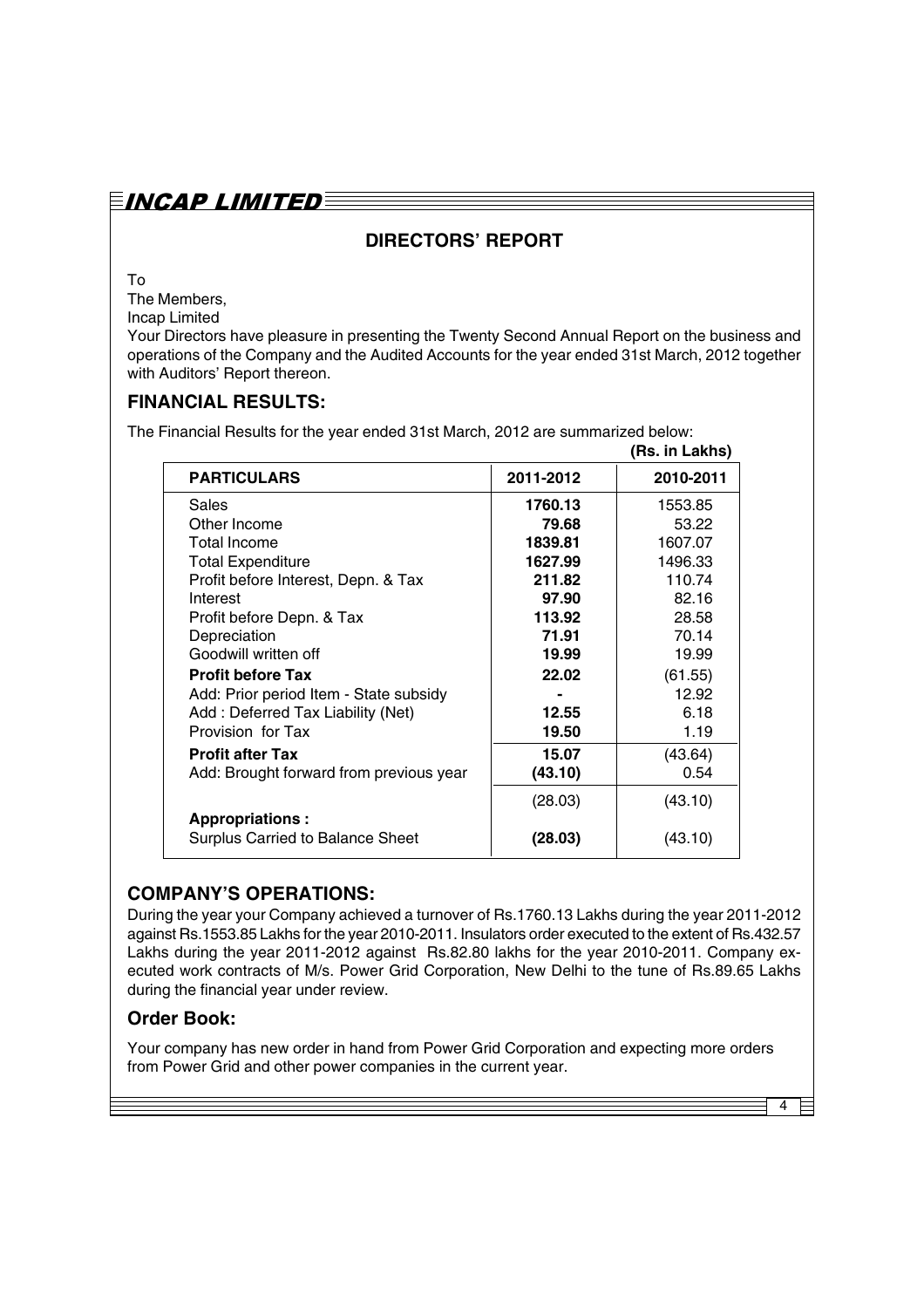## DIRECTORS' REPORT

To

The Members,

Incap Limited

Your Directors have pleasure in presenting the Twenty Second Annual Report on the business and operations of the Company and the Audited Accounts for the year ended 31st March, 2012 together with Auditors' Report thereon.

### FINANCIAL RESULTS:

The Financial Results for the year ended 31st March, 2012 are summarized below:

**(Rs. in Lakhs)**

| PARTICULARS | 2011-2012 | 2010-2011 |
|---|---|---|
| Sales | **1760.13** | 1553.85 |
| Other Income | **79.68** | 53.22 |
| Total Income | **1839.81** | 1607.07 |
| Total Expenditure | **1627.99** | 1496.33 |
| Profit before Interest, Depn. & Tax | **211.82** | 110.74 |
| Interest | **97.90** | 82.16 |
| Profit before Depn. & Tax | **113.92** | 28.58 |
| Depreciation | **71.91** | 70.14 |
| Goodwill written off | **19.99** | 19.99 |
| **Profit before Tax** | **22.02** | (61.55) |
| Add: Prior period Item - State subsidy | **-** | 12.92 |
| Add : Deferred Tax Liability (Net) | **12.55** | 6.18 |
| Provision for Tax | **19.50** | 1.19 |
| **Profit after Tax** | **15.07** | (43.64) |
| Add: Brought forward from previous year | **(43.10)** | 0.54 |
| | (28.03) | (43.10) |
| **Appropriations :** | | |
| Surplus Carried to Balance Sheet | **(28.03)** | (43.10) |

### COMPANY'S OPERATIONS:

During the year your Company achieved a turnover of Rs.1760.13 Lakhs during the year 2011-2012 against Rs.1553.85 Lakhs for the year 2010-2011. Insulators order executed to the extent of Rs.432.57 Lakhs during the year 2011-2012 against Rs.82.80 lakhs for the year 2010-2011. Company executed work contracts of M/s. Power Grid Corporation, New Delhi to the tune of Rs.89.65 Lakhs during the financial year under review.

### Order Book:

Your company has new order in hand from Power Grid Corporation and expecting more orders from Power Grid and other power companies in the current year.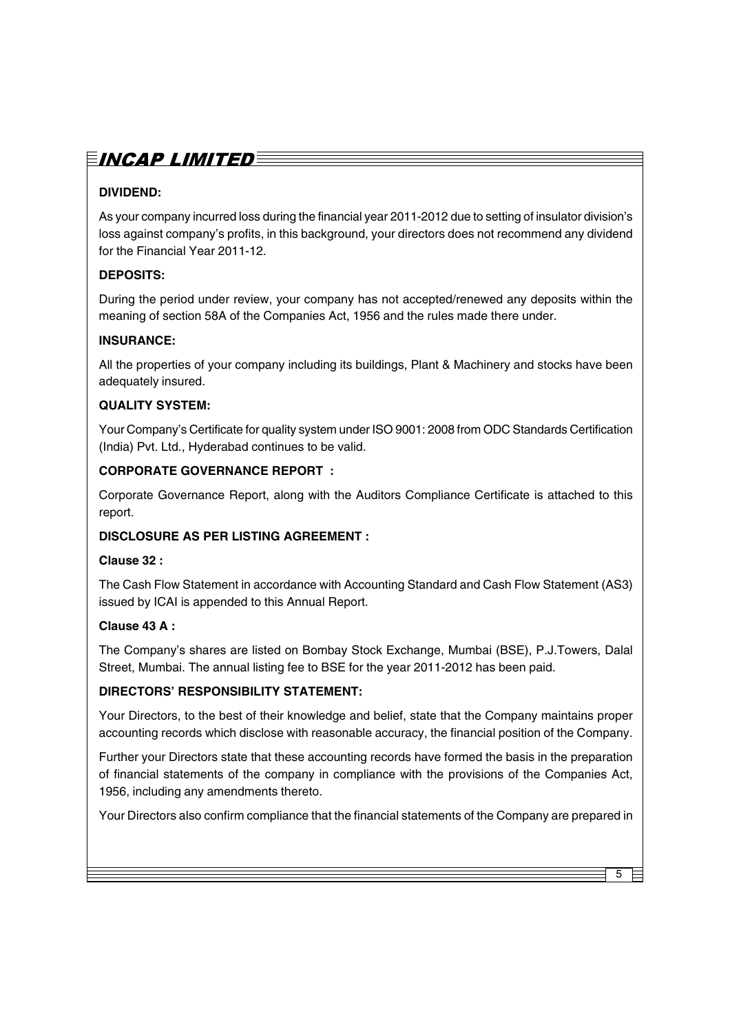**DIVIDEND:**

As your company incurred loss during the financial year 2011-2012 due to setting of insulator division's loss against company's profits, in this background, your directors does not recommend any dividend for the Financial Year 2011-12.

**DEPOSITS:**

During the period under review, your company has not accepted/renewed any deposits within the meaning of section 58A of the Companies Act, 1956 and the rules made there under.

**INSURANCE:**

All the properties of your company including its buildings, Plant & Machinery and stocks have been adequately insured.

**QUALITY SYSTEM:**

Your Company's Certificate for quality system under ISO 9001: 2008 from ODC Standards Certification (India) Pvt. Ltd., Hyderabad continues to be valid.

**CORPORATE GOVERNANCE REPORT :**

Corporate Governance Report, along with the Auditors Compliance Certificate is attached to this report.

**DISCLOSURE AS PER LISTING AGREEMENT :**

**Clause 32 :**

The Cash Flow Statement in accordance with Accounting Standard and Cash Flow Statement (AS3) issued by ICAI is appended to this Annual Report.

**Clause 43 A :**

The Company's shares are listed on Bombay Stock Exchange, Mumbai (BSE), P.J.Towers, Dalal Street, Mumbai. The annual listing fee to BSE for the year 2011-2012 has been paid.

**DIRECTORS' RESPONSIBILITY STATEMENT:**

Your Directors, to the best of their knowledge and belief, state that the Company maintains proper accounting records which disclose with reasonable accuracy, the financial position of the Company.

Further your Directors state that these accounting records have formed the basis in the preparation of financial statements of the company in compliance with the provisions of the Companies Act, 1956, including any amendments thereto.

Your Directors also confirm compliance that the financial statements of the Company are prepared in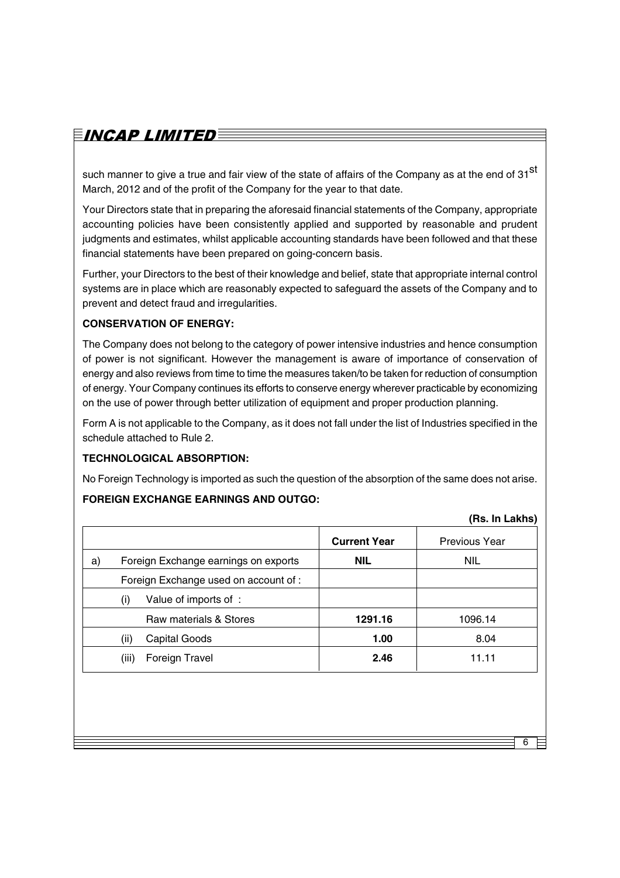such manner to give a true and fair view of the state of affairs of the Company as at the end of 31st March, 2012 and of the profit of the Company for the year to that date.

Your Directors state that in preparing the aforesaid financial statements of the Company, appropriate accounting policies have been consistently applied and supported by reasonable and prudent judgments and estimates, whilst applicable accounting standards have been followed and that these financial statements have been prepared on going-concern basis.

Further, your Directors to the best of their knowledge and belief, state that appropriate internal control systems are in place which are reasonably expected to safeguard the assets of the Company and to prevent and detect fraud and irregularities.

**CONSERVATION OF ENERGY:**

The Company does not belong to the category of power intensive industries and hence consumption of power is not significant. However the management is aware of importance of conservation of energy and also reviews from time to time the measures taken/to be taken for reduction of consumption of energy. Your Company continues its efforts to conserve energy wherever practicable by economizing on the use of power through better utilization of equipment and proper production planning.

Form A is not applicable to the Company, as it does not fall under the list of Industries specified in the schedule attached to Rule 2.

**TECHNOLOGICAL ABSORPTION:**

No Foreign Technology is imported as such the question of the absorption of the same does not arise.

**FOREIGN EXCHANGE EARNINGS AND OUTGO:**

**(Rs. In Lakhs)**

| | | **Current Year** | Previous Year |
|---|---|---|---|
| a) | Foreign Exchange earnings on exports | **NIL** | NIL |
| | Foreign Exchange used on account of : | | |
| | (i) Value of imports of : | | |
| | Raw materials & Stores | **1291.16** | 1096.14 |
| | (ii) Capital Goods | **1.00** | 8.04 |
| | (iii) Foreign Travel | **2.46** | 11.11 |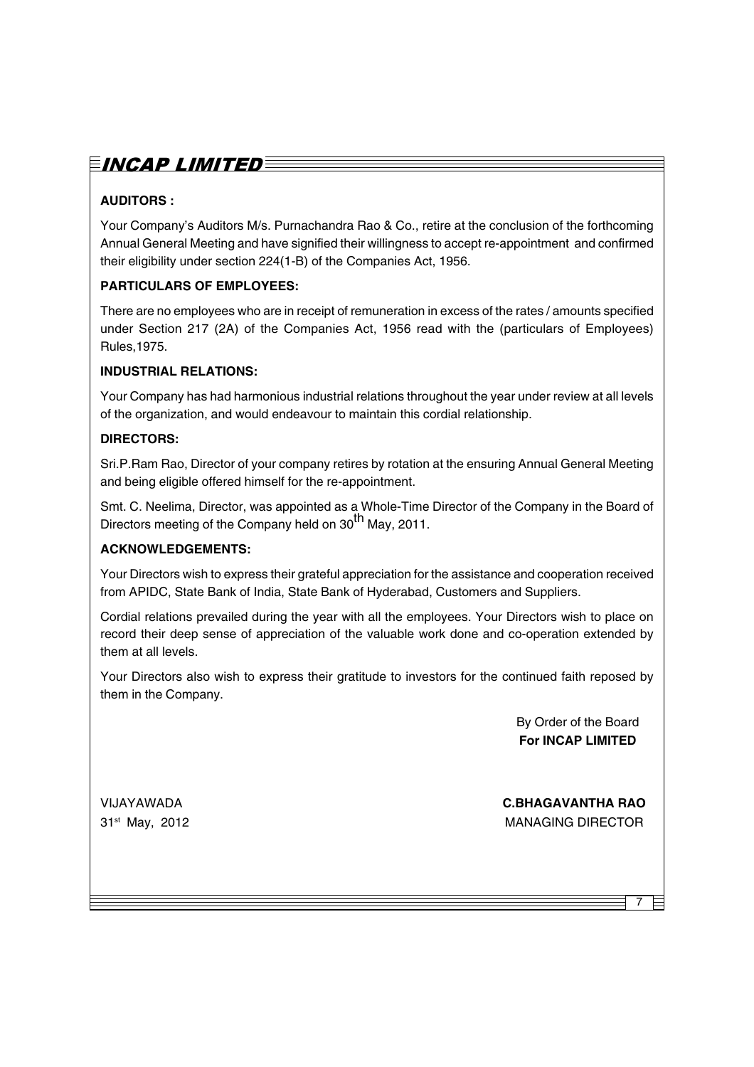**AUDITORS :**

Your Company's Auditors M/s. Purnachandra Rao & Co., retire at the conclusion of the forthcoming Annual General Meeting and have signified their willingness to accept re-appointment and confirmed their eligibility under section 224(1-B) of the Companies Act, 1956.

**PARTICULARS OF EMPLOYEES:**

There are no employees who are in receipt of remuneration in excess of the rates / amounts specified under Section 217 (2A) of the Companies Act, 1956 read with the (particulars of Employees) Rules,1975.

**INDUSTRIAL RELATIONS:**

Your Company has had harmonious industrial relations throughout the year under review at all levels of the organization, and would endeavour to maintain this cordial relationship.

**DIRECTORS:**

Sri.P.Ram Rao, Director of your company retires by rotation at the ensuring Annual General Meeting and being eligible offered himself for the re-appointment.

Smt. C. Neelima, Director, was appointed as a Whole-Time Director of the Company in the Board of Directors meeting of the Company held on 30th May, 2011.

**ACKNOWLEDGEMENTS:**

Your Directors wish to express their grateful appreciation for the assistance and cooperation received from APIDC, State Bank of India, State Bank of Hyderabad, Customers and Suppliers.

Cordial relations prevailed during the year with all the employees. Your Directors wish to place on record their deep sense of appreciation of the valuable work done and co-operation extended by them at all levels.

Your Directors also wish to express their gratitude to investors for the continued faith reposed by them in the Company.

By Order of the Board
**For INCAP LIMITED**

VIJAYAWADA
31st May, 2012

**C.BHAGAVANTHA RAO**
MANAGING DIRECTOR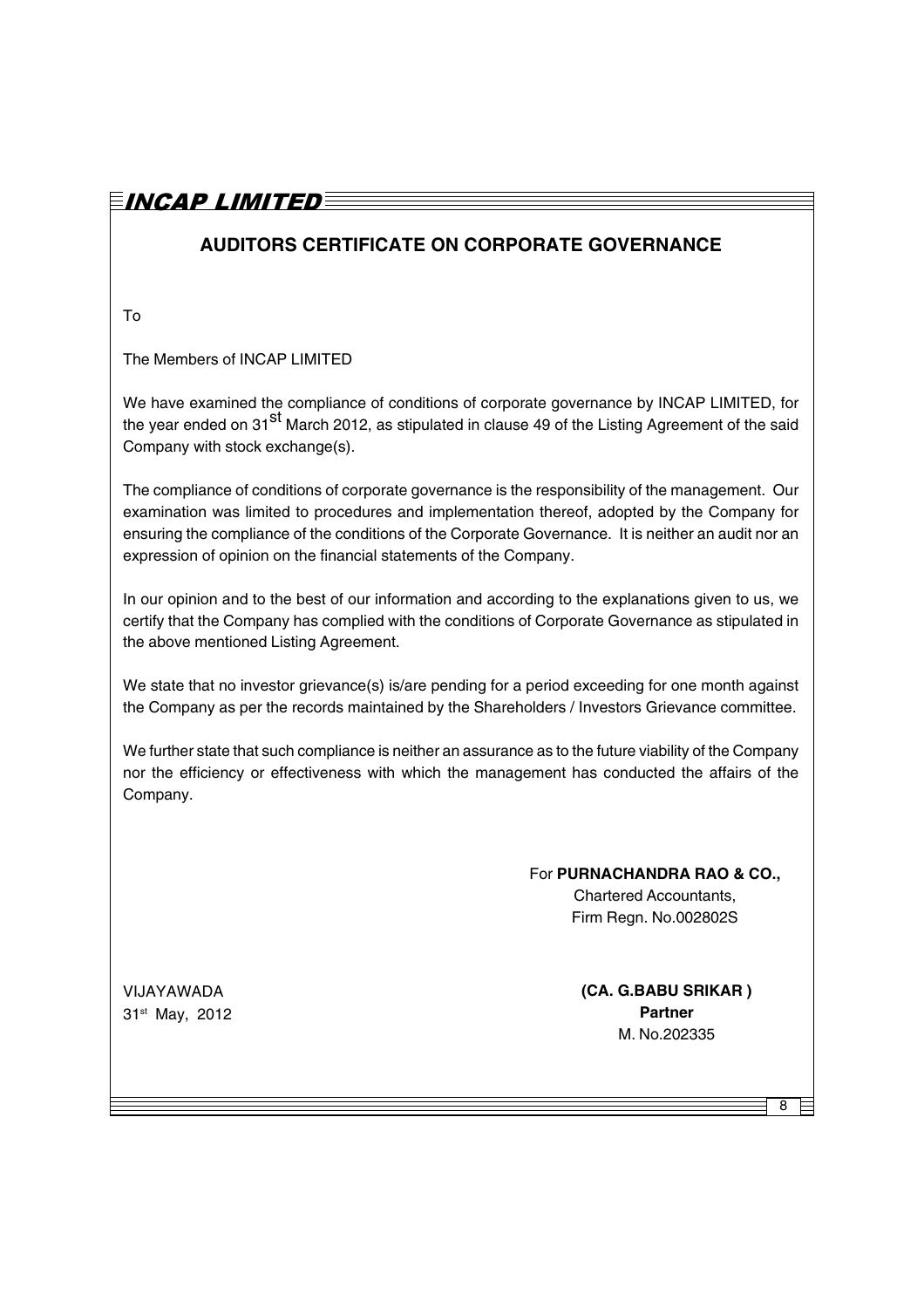## AUDITORS CERTIFICATE ON CORPORATE GOVERNANCE

To

The Members of INCAP LIMITED

We have examined the compliance of conditions of corporate governance by INCAP LIMITED, for the year ended on 31st March 2012, as stipulated in clause 49 of the Listing Agreement of the said Company with stock exchange(s).

The compliance of conditions of corporate governance is the responsibility of the management. Our examination was limited to procedures and implementation thereof, adopted by the Company for ensuring the compliance of the conditions of the Corporate Governance. It is neither an audit nor an expression of opinion on the financial statements of the Company.

In our opinion and to the best of our information and according to the explanations given to us, we certify that the Company has complied with the conditions of Corporate Governance as stipulated in the above mentioned Listing Agreement.

We state that no investor grievance(s) is/are pending for a period exceeding for one month against the Company as per the records maintained by the Shareholders / Investors Grievance committee.

We further state that such compliance is neither an assurance as to the future viability of the Company nor the efficiency or effectiveness with which the management has conducted the affairs of the Company.

For **PURNACHANDRA RAO & CO.,**
Chartered Accountants,
Firm Regn. No.002802S

VIJAYAWADA
31st May, 2012

**(CA. G.BABU SRIKAR )**
**Partner**
M. No.202335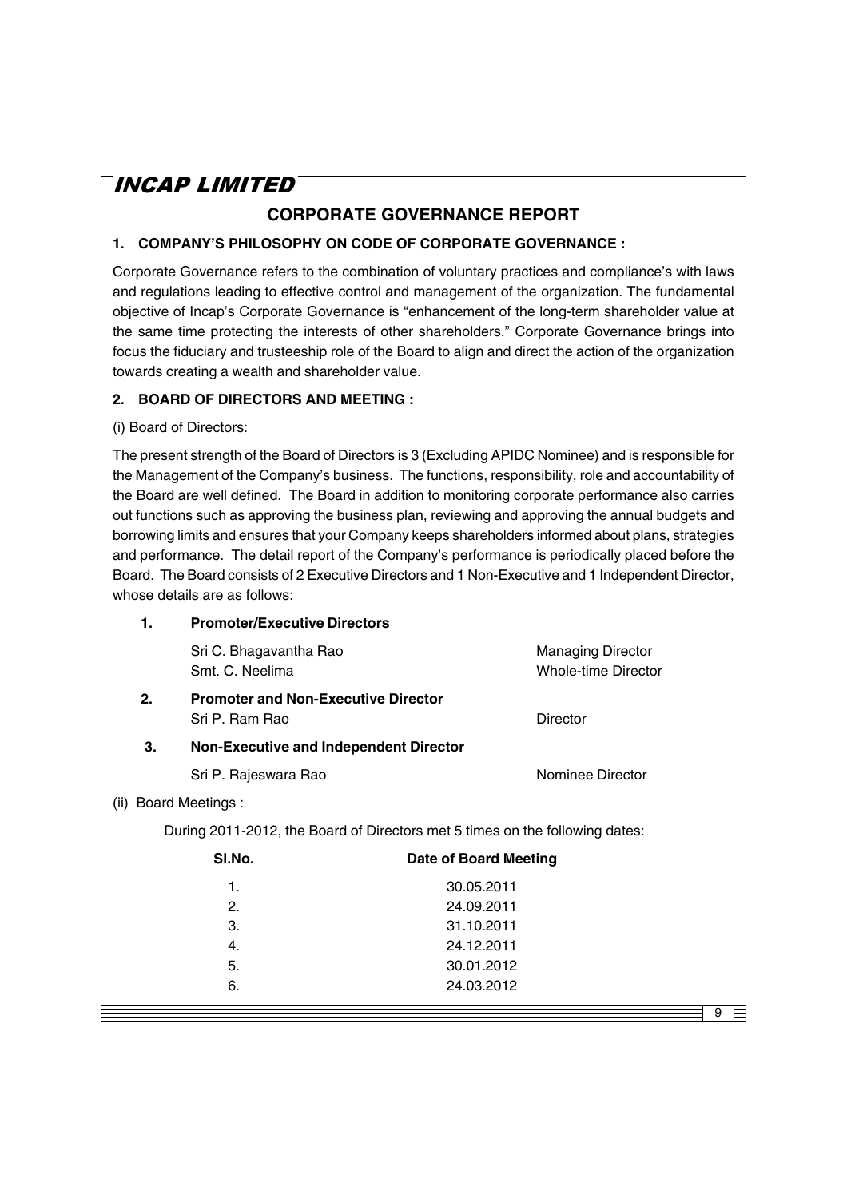## CORPORATE GOVERNANCE REPORT

### 1. COMPANY'S PHILOSOPHY ON CODE OF CORPORATE GOVERNANCE :

Corporate Governance refers to the combination of voluntary practices and compliance's with laws and regulations leading to effective control and management of the organization. The fundamental objective of Incap's Corporate Governance is "enhancement of the long-term shareholder value at the same time protecting the interests of other shareholders." Corporate Governance brings into focus the fiduciary and trusteeship role of the Board to align and direct the action of the organization towards creating a wealth and shareholder value.

### 2. BOARD OF DIRECTORS AND MEETING :

(i) Board of Directors:

The present strength of the Board of Directors is 3 (Excluding APIDC Nominee) and is responsible for the Management of the Company's business. The functions, responsibility, role and accountability of the Board are well defined. The Board in addition to monitoring corporate performance also carries out functions such as approving the business plan, reviewing and approving the annual budgets and borrowing limits and ensures that your Company keeps shareholders informed about plans, strategies and performance. The detail report of the Company's performance is periodically placed before the Board. The Board consists of 2 Executive Directors and 1 Non-Executive and 1 Independent Director, whose details are as follows:

1. **Promoter/Executive Directors**

   Sri C. Bhagavantha Rao — Managing Director
   Smt. C. Neelima — Whole-time Director

2. **Promoter and Non-Executive Director**

   Sri P. Ram Rao — Director

3. **Non-Executive and Independent Director**

   Sri P. Rajeswara Rao — Nominee Director

(ii) Board Meetings :

During 2011-2012, the Board of Directors met 5 times on the following dates:

| SI.No. | Date of Board Meeting |
|---|---|
| 1. | 30.05.2011 |
| 2. | 24.09.2011 |
| 3. | 31.10.2011 |
| 4. | 24.12.2011 |
| 5. | 30.01.2012 |
| 6. | 24.03.2012 |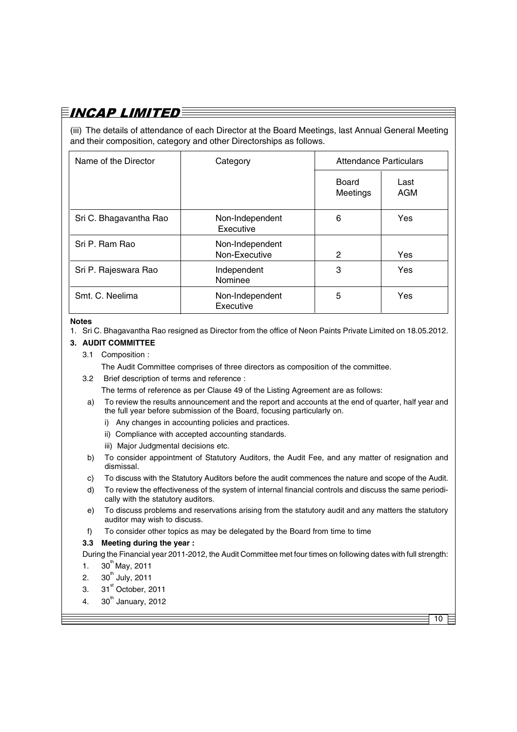(iii) The details of attendance of each Director at the Board Meetings, last Annual General Meeting and their composition, category and other Directorships as follows.

| Name of the Director | Category | Attendance Particulars | |
|---|---|---|---|
| | | Board Meetings | Last AGM |
| Sri C. Bhagavantha Rao | Non-Independent Executive | 6 | Yes |
| Sri P. Ram Rao | Non-Independent Non-Executive | 2 | Yes |
| Sri P. Rajeswara Rao | Independent Nominee | 3 | Yes |
| Smt. C. Neelima | Non-Independent Executive | 5 | Yes |

**Notes**

1. Sri C. Bhagavantha Rao resigned as Director from the office of Neon Paints Private Limited on 18.05.2012.

**3. AUDIT COMMITTEE**

3.1 Composition :

The Audit Committee comprises of three directors as composition of the committee.

3.2 Brief description of terms and reference :

The terms of reference as per Clause 49 of the Listing Agreement are as follows:

a) To review the results announcement and the report and accounts at the end of quarter, half year and the full year before submission of the Board, focusing particularly on.

   i) Any changes in accounting policies and practices.

   ii) Compliance with accepted accounting standards.

   iii) Major Judgmental decisions etc.

b) To consider appointment of Statutory Auditors, the Audit Fee, and any matter of resignation and dismissal.

c) To discuss with the Statutory Auditors before the audit commences the nature and scope of the Audit.

d) To review the effectiveness of the system of internal financial controls and discuss the same periodically with the statutory auditors.

e) To discuss problems and reservations arising from the statutory audit and any matters the statutory auditor may wish to discuss.

f) To consider other topics as may be delegated by the Board from time to time

**3.3 Meeting during the year :**

During the Financial year 2011-2012, the Audit Committee met four times on following dates with full strength:

1. 30th May, 2011
2. 30th July, 2011
3. 31st October, 2011
4. 30th January, 2012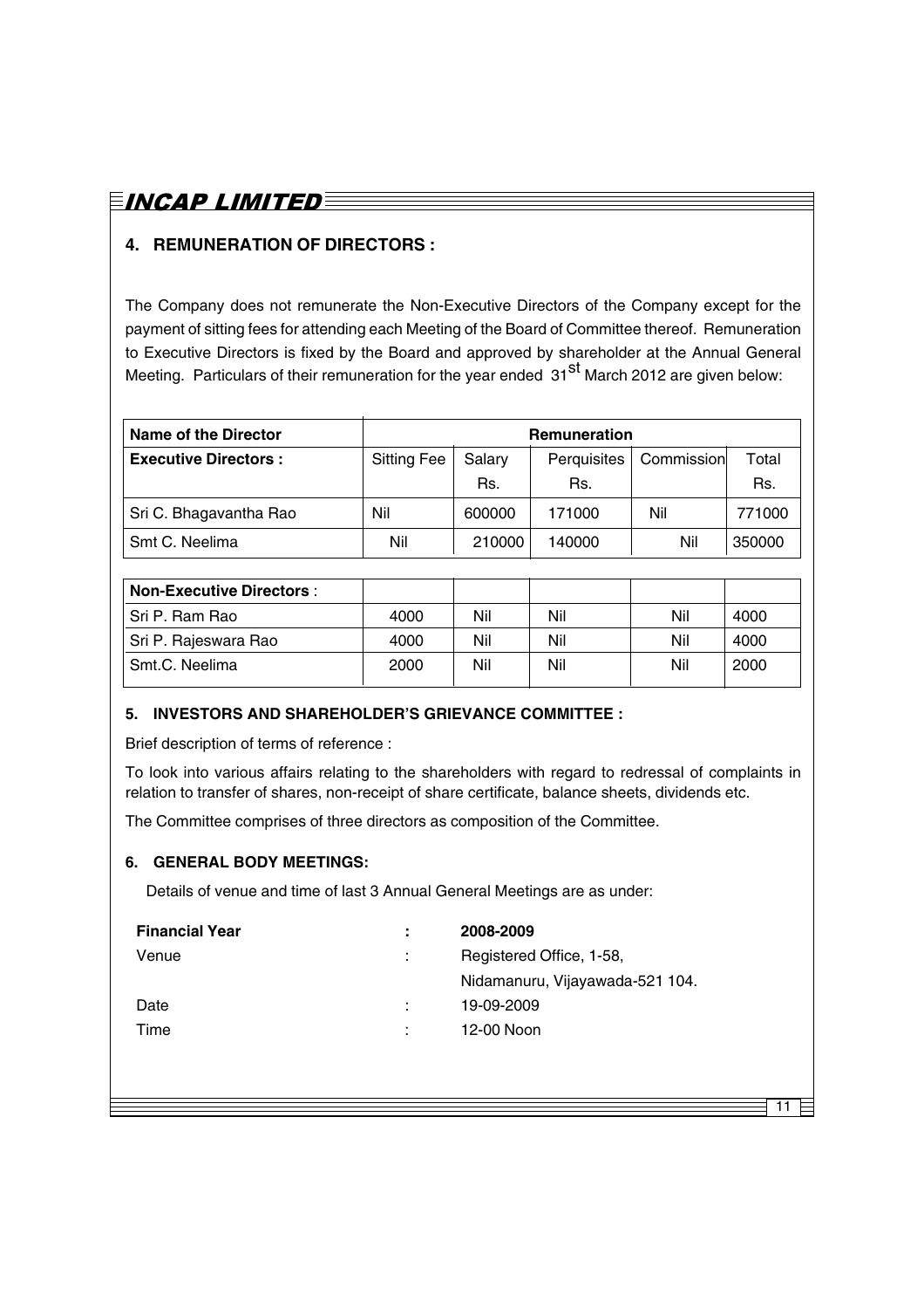## 4. REMUNERATION OF DIRECTORS :

The Company does not remunerate the Non-Executive Directors of the Company except for the payment of sitting fees for attending each Meeting of the Board of Committee thereof. Remuneration to Executive Directors is fixed by the Board and approved by shareholder at the Annual General Meeting. Particulars of their remuneration for the year ended 31st March 2012 are given below:

| Name of the Director | Remuneration | | | | |
|---|---|---|---|---|---|
| **Executive Directors :** | Sitting Fee | Salary Rs. | Perquisites Rs. | Commission | Total Rs. |
| Sri C. Bhagavantha Rao | Nil | 600000 | 171000 | Nil | 771000 |
| Smt C. Neelima | Nil | 210000 | 140000 | Nil | 350000 |
| **Non-Executive Directors** : | | | | | |
| Sri P. Ram Rao | 4000 | Nil | Nil | Nil | 4000 |
| Sri P. Rajeswara Rao | 4000 | Nil | Nil | Nil | 4000 |
| Smt.C. Neelima | 2000 | Nil | Nil | Nil | 2000 |

## 5. INVESTORS AND SHAREHOLDER'S GRIEVANCE COMMITTEE :

Brief description of terms of reference :

To look into various affairs relating to the shareholders with regard to redressal of complaints in relation to transfer of shares, non-receipt of share certificate, balance sheets, dividends etc.

The Committee comprises of three directors as composition of the Committee.

## 6. GENERAL BODY MEETINGS:

Details of venue and time of last 3 Annual General Meetings are as under:

| | | |
|---|---|---|
| **Financial Year** | **:** | **2008-2009** |
| Venue | : | Registered Office, 1-58, Nidamanuru, Vijayawada-521 104. |
| Date | : | 19-09-2009 |
| Time | : | 12-00 Noon |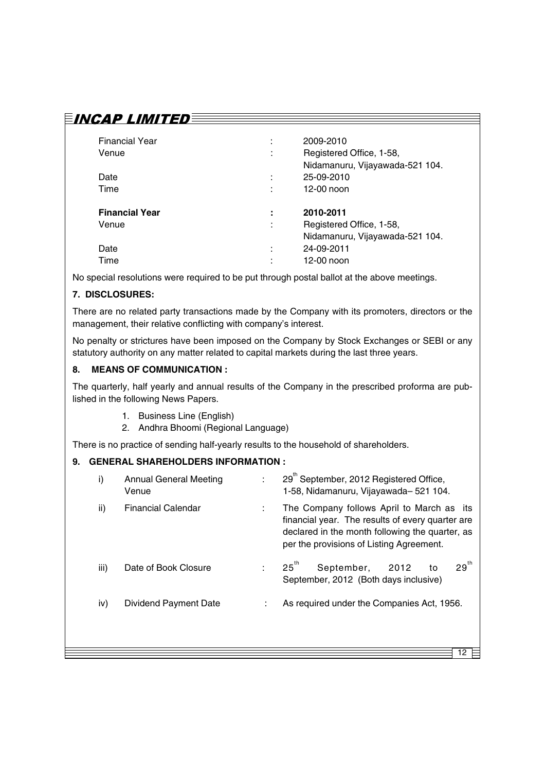| | | |
|---|---|---|
| Financial Year | : | 2009-2010 |
| Venue | : | Registered Office, 1-58, Nidamanuru, Vijayawada-521 104. |
| Date | : | 25-09-2010 |
| Time | : | 12-00 noon |
| **Financial Year** | **:** | **2010-2011** |
| Venue | : | Registered Office, 1-58, Nidamanuru, Vijayawada-521 104. |
| Date | : | 24-09-2011 |
| Time | : | 12-00 noon |

No special resolutions were required to be put through postal ballot at the above meetings.

### 7. DISCLOSURES:

There are no related party transactions made by the Company with its promoters, directors or the management, their relative conflicting with company's interest.

No penalty or strictures have been imposed on the Company by Stock Exchanges or SEBI or any statutory authority on any matter related to capital markets during the last three years.

### 8. MEANS OF COMMUNICATION :

The quarterly, half yearly and annual results of the Company in the prescribed proforma are published in the following News Papers.

1. Business Line (English)
2. Andhra Bhoomi (Regional Language)

There is no practice of sending half-yearly results to the household of shareholders.

### 9. GENERAL SHAREHOLDERS INFORMATION :

| | | | |
|---|---|---|---|
| i) | Annual General Meeting Venue | : | 29th September, 2012 Registered Office, 1-58, Nidamanuru, Vijayawada– 521 104. |
| ii) | Financial Calendar | : | The Company follows April to March as its financial year. The results of every quarter are declared in the month following the quarter, as per the provisions of Listing Agreement. |
| iii) | Date of Book Closure | : | 25th September, 2012 to 29th September, 2012 (Both days inclusive) |
| iv) | Dividend Payment Date | : | As required under the Companies Act, 1956. |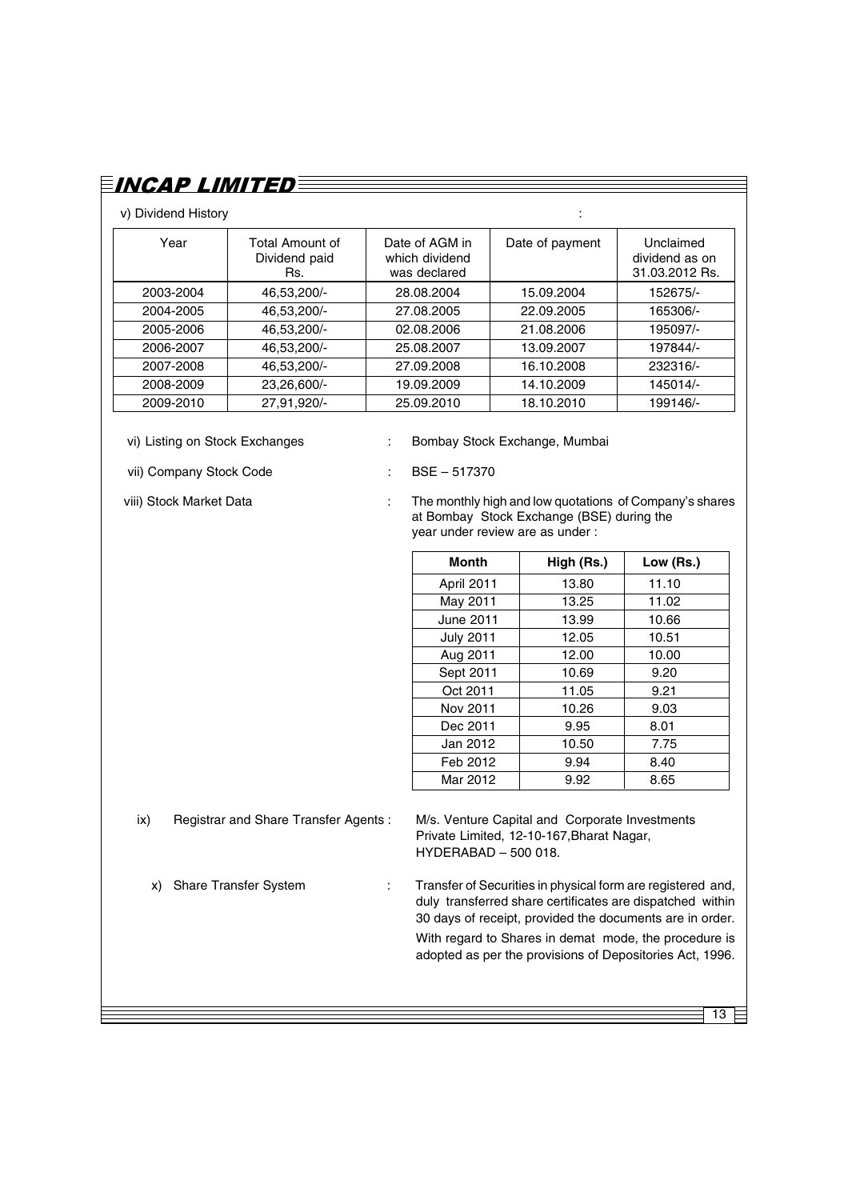v) Dividend History :

| Year | Total Amount of Dividend paid Rs. | Date of AGM in which dividend was declared | Date of payment | Unclaimed dividend as on 31.03.2012 Rs. |
|---|---|---|---|---|
| 2003-2004 | 46,53,200/- | 28.08.2004 | 15.09.2004 | 152675/- |
| 2004-2005 | 46,53,200/- | 27.08.2005 | 22.09.2005 | 165306/- |
| 2005-2006 | 46,53,200/- | 02.08.2006 | 21.08.2006 | 195097/- |
| 2006-2007 | 46,53,200/- | 25.08.2007 | 13.09.2007 | 197844/- |
| 2007-2008 | 46,53,200/- | 27.09.2008 | 16.10.2008 | 232316/- |
| 2008-2009 | 23,26,600/- | 19.09.2009 | 14.10.2009 | 145014/- |
| 2009-2010 | 27,91,920/- | 25.09.2010 | 18.10.2010 | 199146/- |

vi) Listing on Stock Exchanges : Bombay Stock Exchange, Mumbai

vii) Company Stock Code : BSE – 517370

viii) Stock Market Data : The monthly high and low quotations of Company's shares at Bombay Stock Exchange (BSE) during the year under review are as under :

| Month | High (Rs.) | Low (Rs.) |
|---|---|---|
| April 2011 | 13.80 | 11.10 |
| May 2011 | 13.25 | 11.02 |
| June 2011 | 13.99 | 10.66 |
| July 2011 | 12.05 | 10.51 |
| Aug 2011 | 12.00 | 10.00 |
| Sept 2011 | 10.69 | 9.20 |
| Oct 2011 | 11.05 | 9.21 |
| Nov 2011 | 10.26 | 9.03 |
| Dec 2011 | 9.95 | 8.01 |
| Jan 2012 | 10.50 | 7.75 |
| Feb 2012 | 9.94 | 8.40 |
| Mar 2012 | 9.92 | 8.65 |

ix) Registrar and Share Transfer Agents : M/s. Venture Capital and Corporate Investments Private Limited, 12-10-167, Bharat Nagar, HYDERABAD – 500 018.

x) Share Transfer System : Transfer of Securities in physical form are registered and, duly transferred share certificates are dispatched within 30 days of receipt, provided the documents are in order.

With regard to Shares in demat mode, the procedure is adopted as per the provisions of Depositories Act, 1996.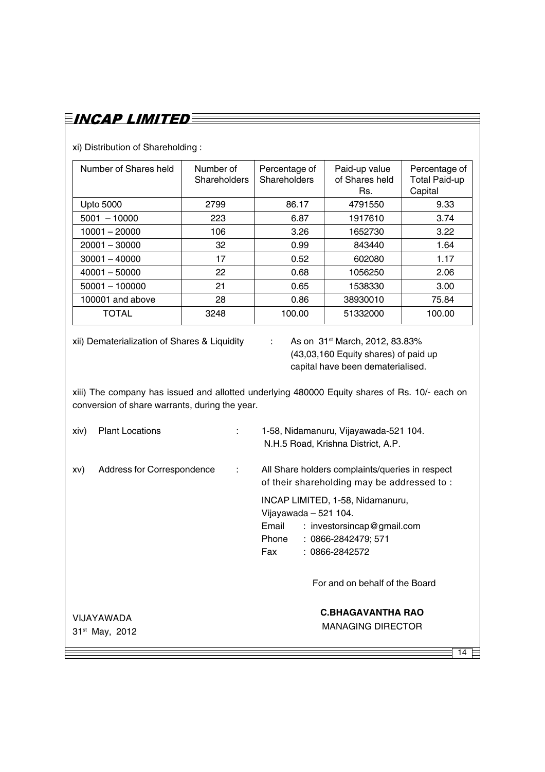xi) Distribution of Shareholding :

| Number of Shares held | Number of Shareholders | Percentage of Shareholders | Paid-up value of Shares held Rs. | Percentage of Total Paid-up Capital |
|---|---|---|---|---|
| Upto 5000 | 2799 | 86.17 | 4791550 | 9.33 |
| 5001 – 10000 | 223 | 6.87 | 1917610 | 3.74 |
| 10001 – 20000 | 106 | 3.26 | 1652730 | 3.22 |
| 20001 – 30000 | 32 | 0.99 | 843440 | 1.64 |
| 30001 – 40000 | 17 | 0.52 | 602080 | 1.17 |
| 40001 – 50000 | 22 | 0.68 | 1056250 | 2.06 |
| 50001 – 100000 | 21 | 0.65 | 1538330 | 3.00 |
| 100001 and above | 28 | 0.86 | 38930010 | 75.84 |
| TOTAL | 3248 | 100.00 | 51332000 | 100.00 |

xii) Dematerialization of Shares & Liquidity : As on 31st March, 2012, 83.83% (43,03,160 Equity shares) of paid up capital have been dematerialised.

xiii) The company has issued and allotted underlying 480000 Equity shares of Rs. 10/- each on conversion of share warrants, during the year.

xiv) Plant Locations : 1-58, Nidamanuru, Vijayawada-521 104. N.H.5 Road, Krishna District, A.P.

xv) Address for Correspondence : All Share holders complaints/queries in respect of their shareholding may be addressed to :

INCAP LIMITED, 1-58, Nidamanuru,
Vijayawada – 521 104.
Email : investorsincap@gmail.com
Phone : 0866-2842479; 571
Fax : 0866-2842572

For and on behalf of the Board

VIJAYAWADA
31st May, 2012

**C.BHAGAVANTHA RAO**
MANAGING DIRECTOR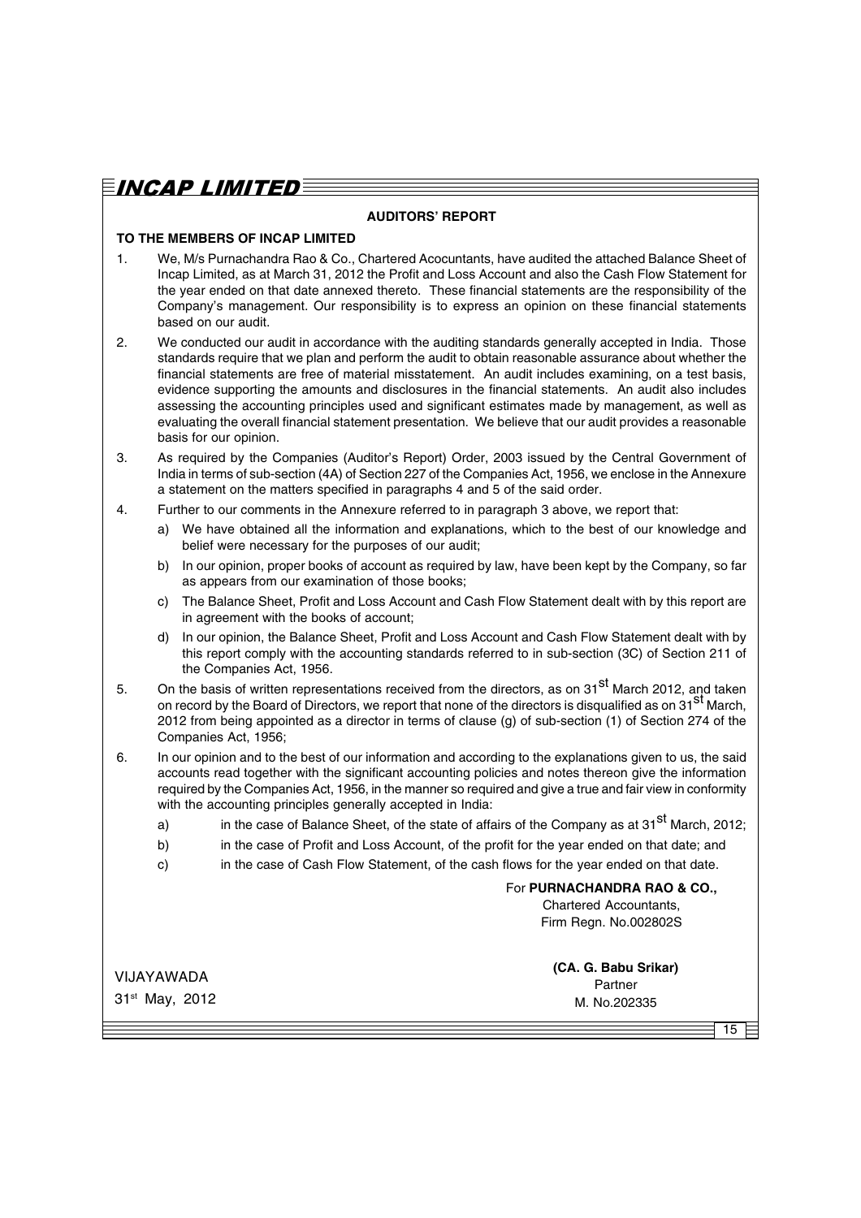## AUDITORS' REPORT

**TO THE MEMBERS OF INCAP LIMITED**

1. We, M/s Purnachandra Rao & Co., Chartered Acocuntants, have audited the attached Balance Sheet of Incap Limited, as at March 31, 2012 the Profit and Loss Account and also the Cash Flow Statement for the year ended on that date annexed thereto. These financial statements are the responsibility of the Company's management. Our responsibility is to express an opinion on these financial statements based on our audit.

2. We conducted our audit in accordance with the auditing standards generally accepted in India. Those standards require that we plan and perform the audit to obtain reasonable assurance about whether the financial statements are free of material misstatement. An audit includes examining, on a test basis, evidence supporting the amounts and disclosures in the financial statements. An audit also includes assessing the accounting principles used and significant estimates made by management, as well as evaluating the overall financial statement presentation. We believe that our audit provides a reasonable basis for our opinion.

3. As required by the Companies (Auditor's Report) Order, 2003 issued by the Central Government of India in terms of sub-section (4A) of Section 227 of the Companies Act, 1956, we enclose in the Annexure a statement on the matters specified in paragraphs 4 and 5 of the said order.

4. Further to our comments in the Annexure referred to in paragraph 3 above, we report that:

   a) We have obtained all the information and explanations, which to the best of our knowledge and belief were necessary for the purposes of our audit;

   b) In our opinion, proper books of account as required by law, have been kept by the Company, so far as appears from our examination of those books;

   c) The Balance Sheet, Profit and Loss Account and Cash Flow Statement dealt with by this report are in agreement with the books of account;

   d) In our opinion, the Balance Sheet, Profit and Loss Account and Cash Flow Statement dealt with by this report comply with the accounting standards referred to in sub-section (3C) of Section 211 of the Companies Act, 1956.

5. On the basis of written representations received from the directors, as on 31st March 2012, and taken on record by the Board of Directors, we report that none of the directors is disqualified as on 31st March, 2012 from being appointed as a director in terms of clause (g) of sub-section (1) of Section 274 of the Companies Act, 1956;

6. In our opinion and to the best of our information and according to the explanations given to us, the said accounts read together with the significant accounting policies and notes thereon give the information required by the Companies Act, 1956, in the manner so required and give a true and fair view in conformity with the accounting principles generally accepted in India:

   a) in the case of Balance Sheet, of the state of affairs of the Company as at 31st March, 2012;

   b) in the case of Profit and Loss Account, of the profit for the year ended on that date; and

   c) in the case of Cash Flow Statement, of the cash flows for the year ended on that date.

For **PURNACHANDRA RAO & CO.,**
Chartered Accountants,
Firm Regn. No.002802S

**(CA. G. Babu Srikar)**
Partner
M. No.202335

VIJAYAWADA
31st May, 2012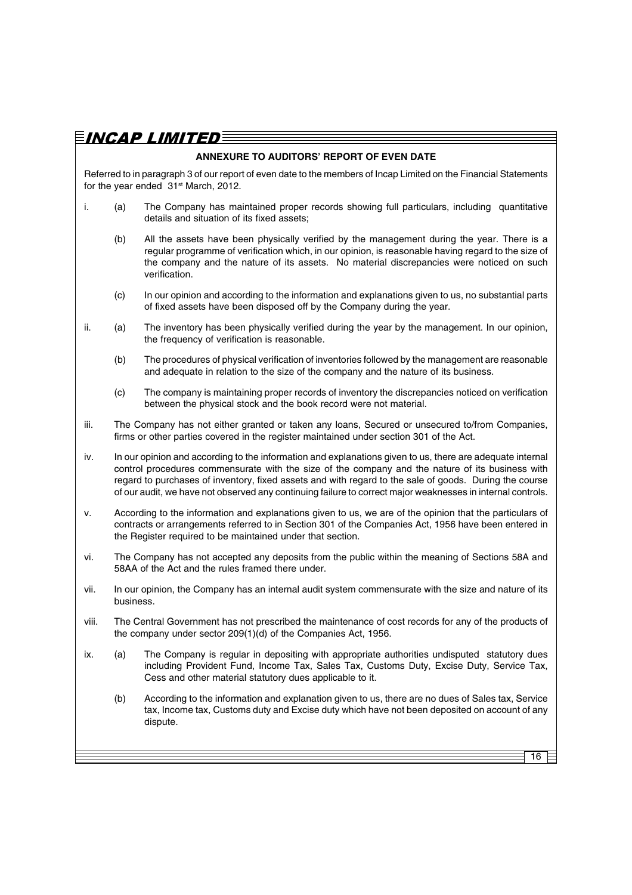## ANNEXURE TO AUDITORS' REPORT OF EVEN DATE

Referred to in paragraph 3 of our report of even date to the members of Incap Limited on the Financial Statements for the year ended 31st March, 2012.

i. (a) The Company has maintained proper records showing full particulars, including quantitative details and situation of its fixed assets;

   (b) All the assets have been physically verified by the management during the year. There is a regular programme of verification which, in our opinion, is reasonable having regard to the size of the company and the nature of its assets. No material discrepancies were noticed on such verification.

   (c) In our opinion and according to the information and explanations given to us, no substantial parts of fixed assets have been disposed off by the Company during the year.

ii. (a) The inventory has been physically verified during the year by the management. In our opinion, the frequency of verification is reasonable.

   (b) The procedures of physical verification of inventories followed by the management are reasonable and adequate in relation to the size of the company and the nature of its business.

   (c) The company is maintaining proper records of inventory the discrepancies noticed on verification between the physical stock and the book record were not material.

iii. The Company has not either granted or taken any loans, Secured or unsecured to/from Companies, firms or other parties covered in the register maintained under section 301 of the Act.

iv. In our opinion and according to the information and explanations given to us, there are adequate internal control procedures commensurate with the size of the company and the nature of its business with regard to purchases of inventory, fixed assets and with regard to the sale of goods. During the course of our audit, we have not observed any continuing failure to correct major weaknesses in internal controls.

v. According to the information and explanations given to us, we are of the opinion that the particulars of contracts or arrangements referred to in Section 301 of the Companies Act, 1956 have been entered in the Register required to be maintained under that section.

vi. The Company has not accepted any deposits from the public within the meaning of Sections 58A and 58AA of the Act and the rules framed there under.

vii. In our opinion, the Company has an internal audit system commensurate with the size and nature of its business.

viii. The Central Government has not prescribed the maintenance of cost records for any of the products of the company under sector 209(1)(d) of the Companies Act, 1956.

ix. (a) The Company is regular in depositing with appropriate authorities undisputed statutory dues including Provident Fund, Income Tax, Sales Tax, Customs Duty, Excise Duty, Service Tax, Cess and other material statutory dues applicable to it.

   (b) According to the information and explanation given to us, there are no dues of Sales tax, Service tax, Income tax, Customs duty and Excise duty which have not been deposited on account of any dispute.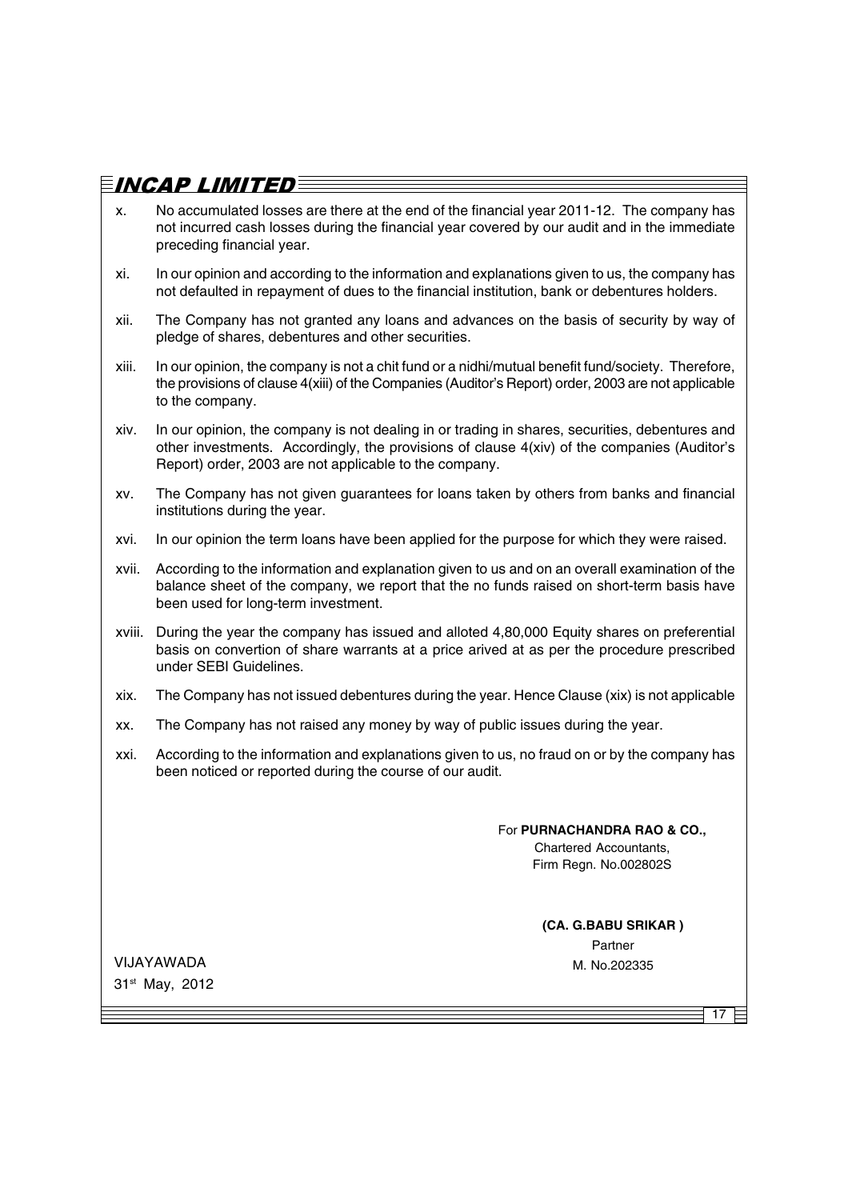x. No accumulated losses are there at the end of the financial year 2011-12. The company has not incurred cash losses during the financial year covered by our audit and in the immediate preceding financial year.

xi. In our opinion and according to the information and explanations given to us, the company has not defaulted in repayment of dues to the financial institution, bank or debentures holders.

xii. The Company has not granted any loans and advances on the basis of security by way of pledge of shares, debentures and other securities.

xiii. In our opinion, the company is not a chit fund or a nidhi/mutual benefit fund/society. Therefore, the provisions of clause 4(xiii) of the Companies (Auditor's Report) order, 2003 are not applicable to the company.

xiv. In our opinion, the company is not dealing in or trading in shares, securities, debentures and other investments. Accordingly, the provisions of clause 4(xiv) of the companies (Auditor's Report) order, 2003 are not applicable to the company.

xv. The Company has not given guarantees for loans taken by others from banks and financial institutions during the year.

xvi. In our opinion the term loans have been applied for the purpose for which they were raised.

xvii. According to the information and explanation given to us and on an overall examination of the balance sheet of the company, we report that the no funds raised on short-term basis have been used for long-term investment.

xviii. During the year the company has issued and alloted 4,80,000 Equity shares on preferential basis on convertion of share warrants at a price arived at as per the procedure prescribed under SEBI Guidelines.

xix. The Company has not issued debentures during the year. Hence Clause (xix) is not applicable

xx. The Company has not raised any money by way of public issues during the year.

xxi. According to the information and explanations given to us, no fraud on or by the company has been noticed or reported during the course of our audit.

For **PURNACHANDRA RAO & CO.,**
Chartered Accountants,
Firm Regn. No.002802S

**(CA. G.BABU SRIKAR )**
Partner
M. No.202335

VIJAYAWADA
31st May, 2012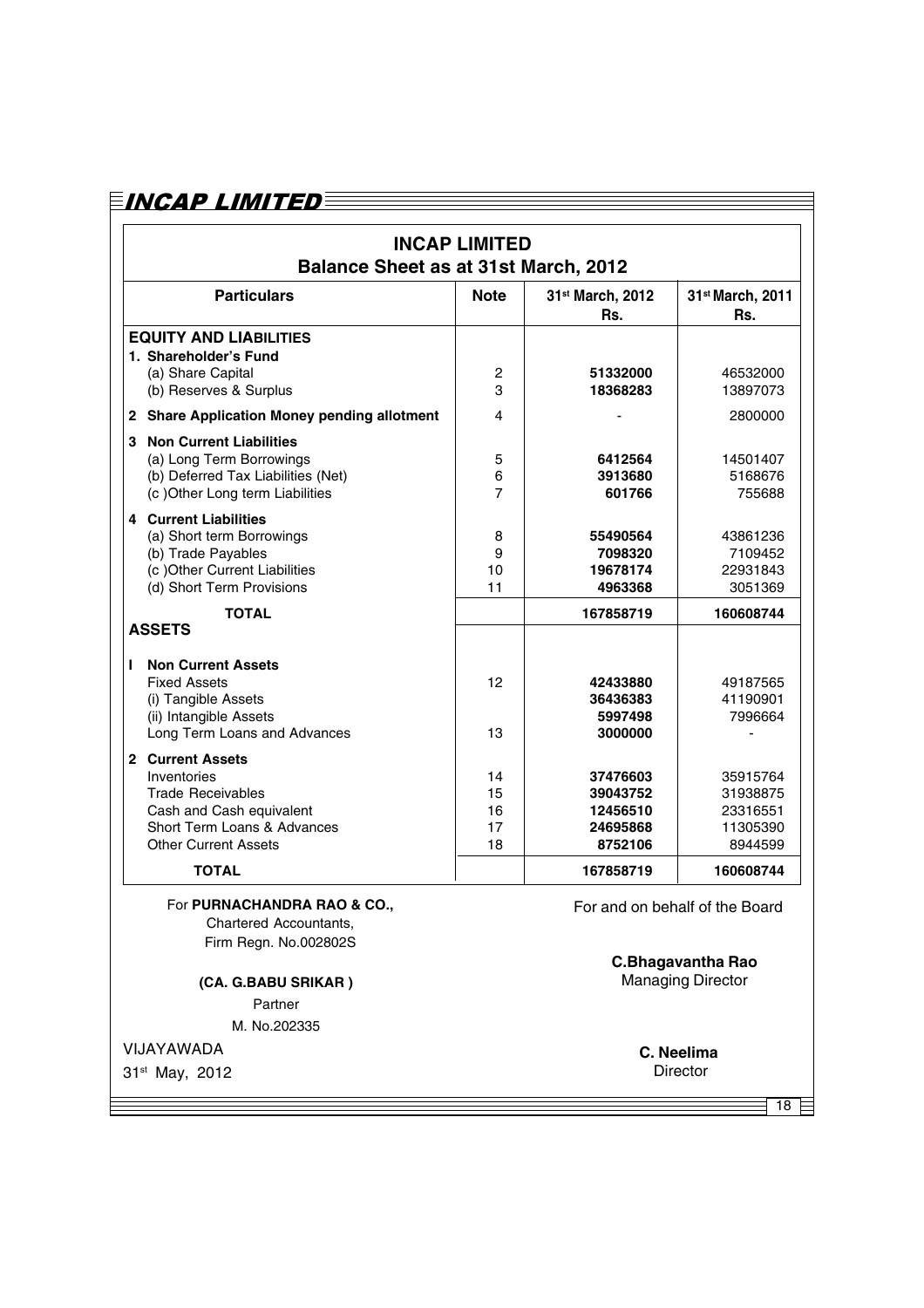# INCAP LIMITED

## Balance Sheet as at 31st March, 2012

| Particulars | Note | 31st March, 2012 Rs. | 31st March, 2011 Rs. |
|---|---|---|---|
| **EQUITY AND LIABILITIES** | | | |
| **1. Shareholder's Fund** | | | |
| (a) Share Capital | 2 | **51332000** | 46532000 |
| (b) Reserves & Surplus | 3 | **18368283** | 13897073 |
| **2 Share Application Money pending allotment** | 4 | - | 2800000 |
| **3 Non Current Liabilities** | | | |
| (a) Long Term Borrowings | 5 | **6412564** | 14501407 |
| (b) Deferred Tax Liabilities (Net) | 6 | **3913680** | 5168676 |
| (c )Other Long term Liabilities | 7 | **601766** | 755688 |
| **4 Current Liabilities** | | | |
| (a) Short term Borrowings | 8 | **55490564** | 43861236 |
| (b) Trade Payables | 9 | **7098320** | 7109452 |
| (c )Other Current Liabilities | 10 | **19678174** | 22931843 |
| (d) Short Term Provisions | 11 | **4963368** | 3051369 |
| **TOTAL** | | **167858719** | **160608744** |
| **ASSETS** | | | |
| **I Non Current Assets** | | | |
| Fixed Assets | 12 | **42433880** | 49187565 |
| (i) Tangible Assets | | **36436383** | 41190901 |
| (ii) Intangible Assets | | **5997498** | 7996664 |
| Long Term Loans and Advances | 13 | **3000000** | - |
| **2 Current Assets** | | | |
| Inventories | 14 | **37476603** | 35915764 |
| Trade Receivables | 15 | **39043752** | 31938875 |
| Cash and Cash equivalent | 16 | **12456510** | 23316551 |
| Short Term Loans & Advances | 17 | **24695868** | 11305390 |
| Other Current Assets | 18 | **8752106** | 8944599 |
| **TOTAL** | | **167858719** | **160608744** |

For **PURNACHANDRA RAO & CO.,**
Chartered Accountants,
Firm Regn. No.002802S

**(CA. G.BABU SRIKAR )**
Partner
M. No.202335

VIJAYAWADA
31st May, 2012

For and on behalf of the Board

**C.Bhagavantha Rao**
Managing Director

**C. Neelima**
Director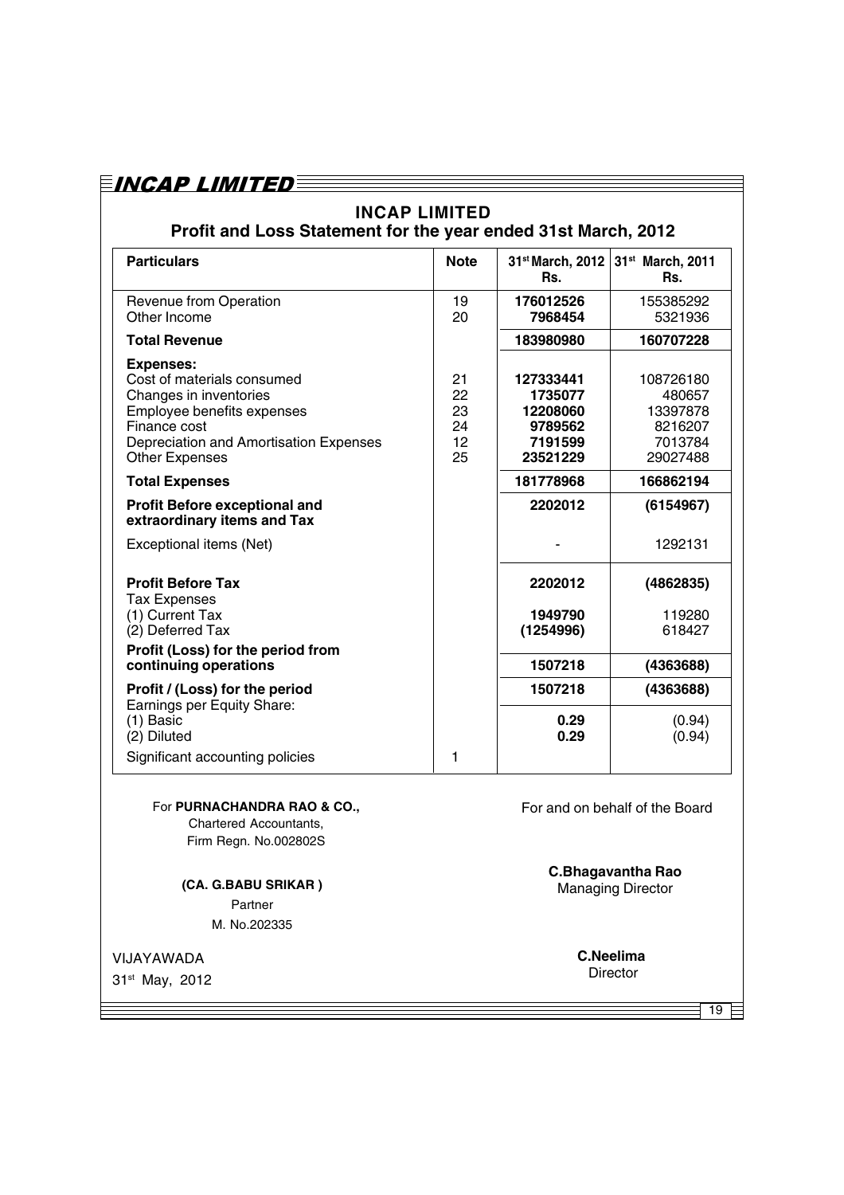# INCAP LIMITED

## Profit and Loss Statement for the year ended 31st March, 2012

| Particulars | Note | 31st March, 2012 Rs. | 31st March, 2011 Rs. |
|---|---|---|---|
| Revenue from Operation | 19 | **176012526** | 155385292 |
| Other Income | 20 | **7968454** | 5321936 |
| **Total Revenue** | | **183980980** | **160707228** |
| **Expenses:** | | | |
| Cost of materials consumed | 21 | **127333441** | 108726180 |
| Changes in inventories | 22 | **1735077** | 480657 |
| Employee benefits expenses | 23 | **12208060** | 13397878 |
| Finance cost | 24 | **9789562** | 8216207 |
| Depreciation and Amortisation Expenses | 12 | **7191599** | 7013784 |
| Other Expenses | 25 | **23521229** | 29027488 |
| **Total Expenses** | | **181778968** | **166862194** |
| **Profit Before exceptional and extraordinary items and Tax** | | **2202012** | **(6154967)** |
| Exceptional items (Net) | | - | 1292131 |
| **Profit Before Tax** | | **2202012** | **(4862835)** |
| Tax Expenses | | | |
| (1) Current Tax | | **1949790** | 119280 |
| (2) Deferred Tax | | **(1254996)** | 618427 |
| **Profit (Loss) for the period from continuing operations** | | **1507218** | **(4363688)** |
| **Profit / (Loss) for the period** | | **1507218** | **(4363688)** |
| Earnings per Equity Share: | | | |
| (1) Basic | | **0.29** | (0.94) |
| (2) Diluted | | **0.29** | (0.94) |
| Significant accounting policies | 1 | | |

For **PURNACHANDRA RAO & CO.,**
Chartered Accountants,
Firm Regn. No.002802S

**(CA. G.BABU SRIKAR )**
Partner
M. No.202335

VIJAYAWADA
31st May, 2012

For and on behalf of the Board

**C.Bhagavantha Rao**
Managing Director

**C.Neelima**
Director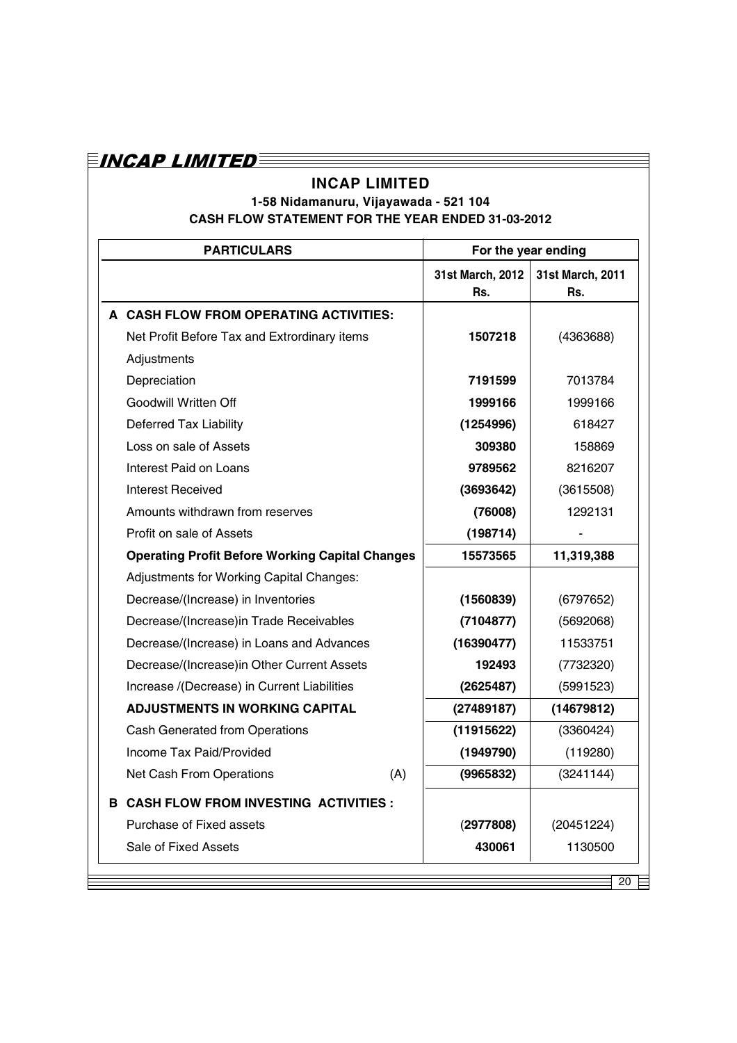# INCAP LIMITED

### 1-58 Nidamanuru, Vijayawada - 521 104

### CASH FLOW STATEMENT FOR THE YEAR ENDED 31-03-2012

| PARTICULARS | For the year ending | |
|---|---|---|
| | 31st March, 2012 Rs. | 31st March, 2011 Rs. |
| **A CASH FLOW FROM OPERATING ACTIVITIES:** | | |
| Net Profit Before Tax and Extrordinary items | **1507218** | (4363688) |
| Adjustments | | |
| Depreciation | **7191599** | 7013784 |
| Goodwill Written Off | **1999166** | 1999166 |
| Deferred Tax Liability | **(1254996)** | 618427 |
| Loss on sale of Assets | **309380** | 158869 |
| Interest Paid on Loans | **9789562** | 8216207 |
| Interest Received | **(3693642)** | (3615508) |
| Amounts withdrawn from reserves | **(76008)** | 1292131 |
| Profit on sale of Assets | **(198714)** | - |
| **Operating Profit Before Working Capital Changes** | **15573565** | **11,319,388** |
| Adjustments for Working Capital Changes: | | |
| Decrease/(Increase) in Inventories | **(1560839)** | (6797652) |
| Decrease/(Increase)in Trade Receivables | **(7104877)** | (5692068) |
| Decrease/(Increase) in Loans and Advances | **(16390477)** | 11533751 |
| Decrease/(Increase)in Other Current Assets | **192493** | (7732320) |
| Increase /(Decrease) in Current Liabilities | **(2625487)** | (5991523) |
| **ADJUSTMENTS IN WORKING CAPITAL** | **(27489187)** | **(14679812)** |
| Cash Generated from Operations | **(11915622)** | (3360424) |
| Income Tax Paid/Provided | **(1949790)** | (119280) |
| Net Cash From Operations (A) | **(9965832)** | (3241144) |
| **B CASH FLOW FROM INVESTING ACTIVITIES :** | | |
| Purchase of Fixed assets | (**2977808**) | (20451224) |
| Sale of Fixed Assets | **430061** | 1130500 |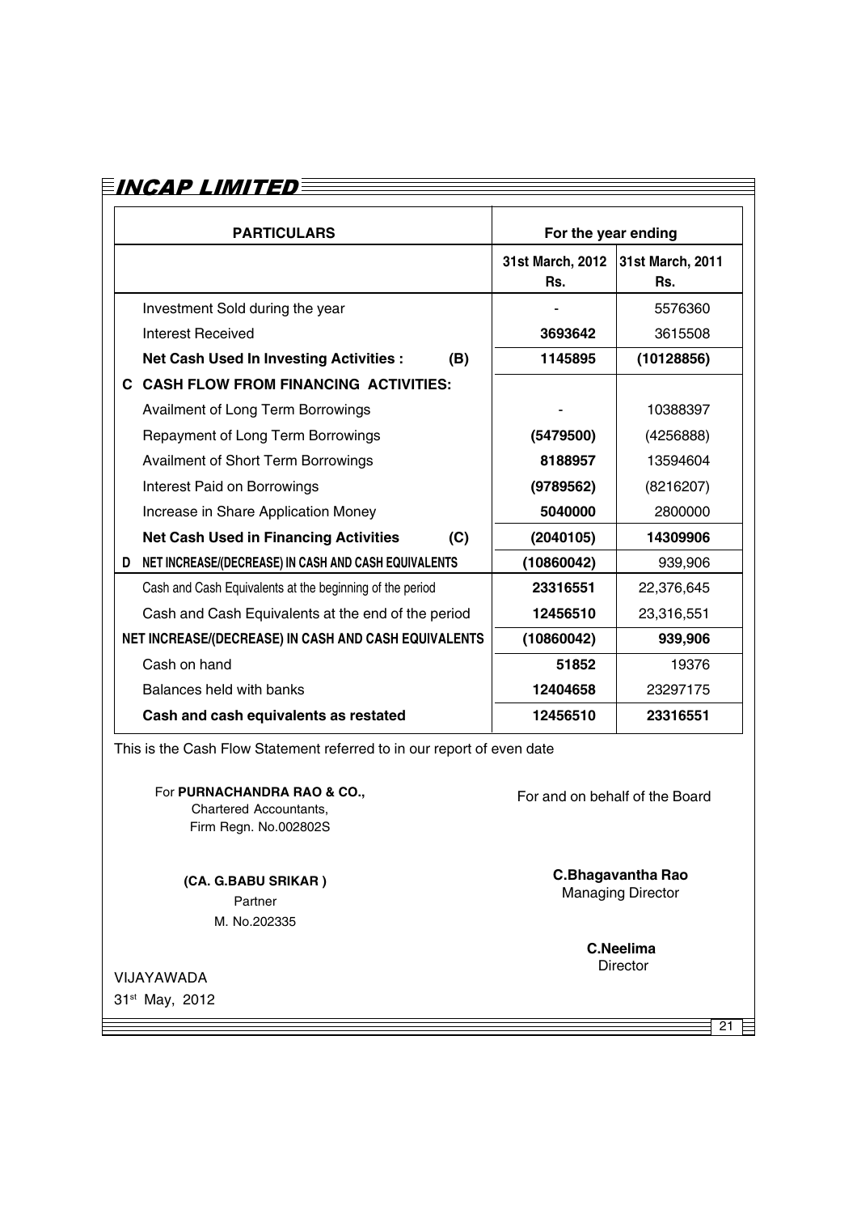| PARTICULARS | For the year ending | |
|---|---|---|
| | 31st March, 2012 Rs. | 31st March, 2011 Rs. |
| Investment Sold during the year | - | 5576360 |
| Interest Received | **3693642** | 3615508 |
| **Net Cash Used In Investing Activities : (B)** | **1145895** | **(10128856)** |
| **C CASH FLOW FROM FINANCING ACTIVITIES:** | | |
| Availment of Long Term Borrowings | - | 10388397 |
| Repayment of Long Term Borrowings | **(5479500)** | (4256888) |
| Availment of Short Term Borrowings | **8188957** | 13594604 |
| Interest Paid on Borrowings | **(9789562)** | (8216207) |
| Increase in Share Application Money | **5040000** | 2800000 |
| **Net Cash Used in Financing Activities (C)** | **(2040105)** | **14309906** |
| **D NET INCREASE/(DECREASE) IN CASH AND CASH EQUIVALENTS** | **(10860042)** | 939,906 |
| Cash and Cash Equivalents at the beginning of the period | **23316551** | 22,376,645 |
| Cash and Cash Equivalents at the end of the period | **12456510** | 23,316,551 |
| **NET INCREASE/(DECREASE) IN CASH AND CASH EQUIVALENTS** | **(10860042)** | **939,906** |
| Cash on hand | **51852** | 19376 |
| Balances held with banks | **12404658** | 23297175 |
| **Cash and cash equivalents as restated** | **12456510** | **23316551** |

This is the Cash Flow Statement referred to in our report of even date

For **PURNACHANDRA RAO & CO.,**
Chartered Accountants,
Firm Regn. No.002802S

**(CA. G.BABU SRIKAR )**
Partner
M. No.202335

For and on behalf of the Board

**C.Bhagavantha Rao**
Managing Director

**C.Neelima**
Director

VIJAYAWADA
31st May, 2012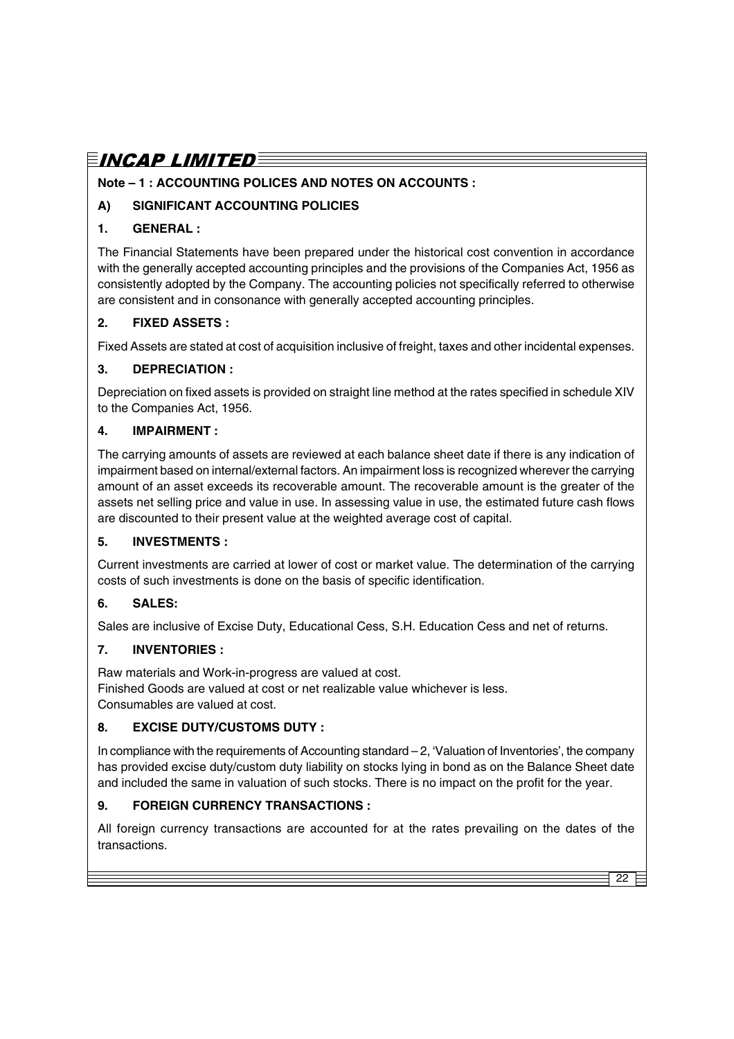**Note – 1 : ACCOUNTING POLICES AND NOTES ON ACCOUNTS :**

## A) SIGNIFICANT ACCOUNTING POLICIES

### 1. GENERAL :

The Financial Statements have been prepared under the historical cost convention in accordance with the generally accepted accounting principles and the provisions of the Companies Act, 1956 as consistently adopted by the Company. The accounting policies not specifically referred to otherwise are consistent and in consonance with generally accepted accounting principles.

### 2. FIXED ASSETS :

Fixed Assets are stated at cost of acquisition inclusive of freight, taxes and other incidental expenses.

### 3. DEPRECIATION :

Depreciation on fixed assets is provided on straight line method at the rates specified in schedule XIV to the Companies Act, 1956.

### 4. IMPAIRMENT :

The carrying amounts of assets are reviewed at each balance sheet date if there is any indication of impairment based on internal/external factors. An impairment loss is recognized wherever the carrying amount of an asset exceeds its recoverable amount. The recoverable amount is the greater of the assets net selling price and value in use. In assessing value in use, the estimated future cash flows are discounted to their present value at the weighted average cost of capital.

### 5. INVESTMENTS :

Current investments are carried at lower of cost or market value. The determination of the carrying costs of such investments is done on the basis of specific identification.

### 6. SALES:

Sales are inclusive of Excise Duty, Educational Cess, S.H. Education Cess and net of returns.

### 7. INVENTORIES :

Raw materials and Work-in-progress are valued at cost.
Finished Goods are valued at cost or net realizable value whichever is less.
Consumables are valued at cost.

### 8. EXCISE DUTY/CUSTOMS DUTY :

In compliance with the requirements of Accounting standard – 2, 'Valuation of Inventories', the company has provided excise duty/custom duty liability on stocks lying in bond as on the Balance Sheet date and included the same in valuation of such stocks. There is no impact on the profit for the year.

### 9. FOREIGN CURRENCY TRANSACTIONS :

All foreign currency transactions are accounted for at the rates prevailing on the dates of the transactions.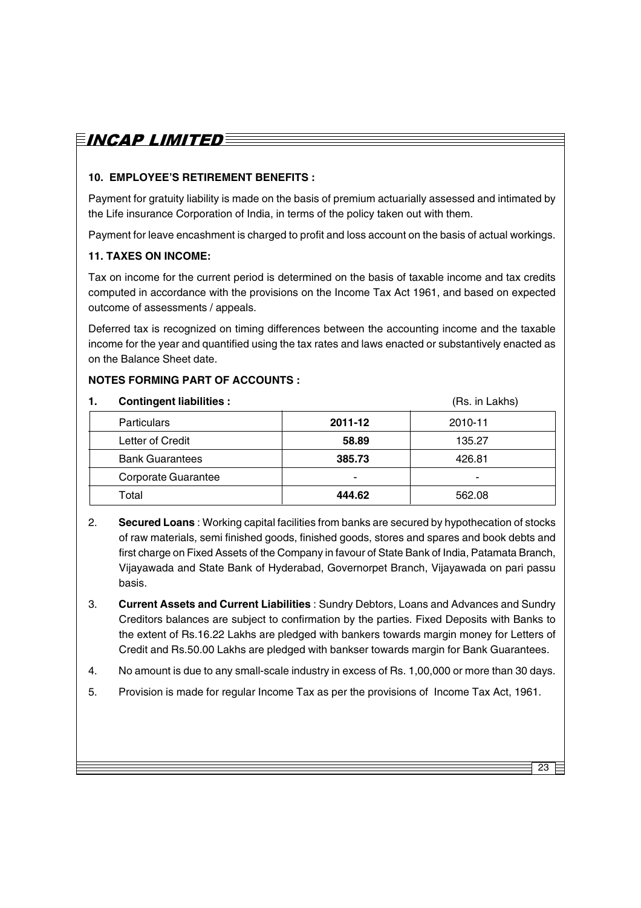### 10. EMPLOYEE'S RETIREMENT BENEFITS :

Payment for gratuity liability is made on the basis of premium actuarially assessed and intimated by the Life insurance Corporation of India, in terms of the policy taken out with them.

Payment for leave encashment is charged to profit and loss account on the basis of actual workings.

### 11. TAXES ON INCOME:

Tax on income for the current period is determined on the basis of taxable income and tax credits computed in accordance with the provisions on the Income Tax Act 1961, and based on expected outcome of assessments / appeals.

Deferred tax is recognized on timing differences between the accounting income and the taxable income for the year and quantified using the tax rates and laws enacted or substantively enacted as on the Balance Sheet date.

### NOTES FORMING PART OF ACCOUNTS :

1. **Contingent liabilities :** (Rs. in Lakhs)

| Particulars | **2011-12** | 2010-11 |
|---|---|---|
| Letter of Credit | **58.89** | 135.27 |
| Bank Guarantees | **385.73** | 426.81 |
| Corporate Guarantee | - | - |
| Total | **444.62** | 562.08 |

2. **Secured Loans** : Working capital facilities from banks are secured by hypothecation of stocks of raw materials, semi finished goods, finished goods, stores and spares and book debts and first charge on Fixed Assets of the Company in favour of State Bank of India, Patamata Branch, Vijayawada and State Bank of Hyderabad, Governorpet Branch, Vijayawada on pari passu basis.

3. **Current Assets and Current Liabilities** : Sundry Debtors, Loans and Advances and Sundry Creditors balances are subject to confirmation by the parties. Fixed Deposits with Banks to the extent of Rs.16.22 Lakhs are pledged with bankers towards margin money for Letters of Credit and Rs.50.00 Lakhs are pledged with bankser towards margin for Bank Guarantees.

4. No amount is due to any small-scale industry in excess of Rs. 1,00,000 or more than 30 days.

5. Provision is made for regular Income Tax as per the provisions of Income Tax Act, 1961.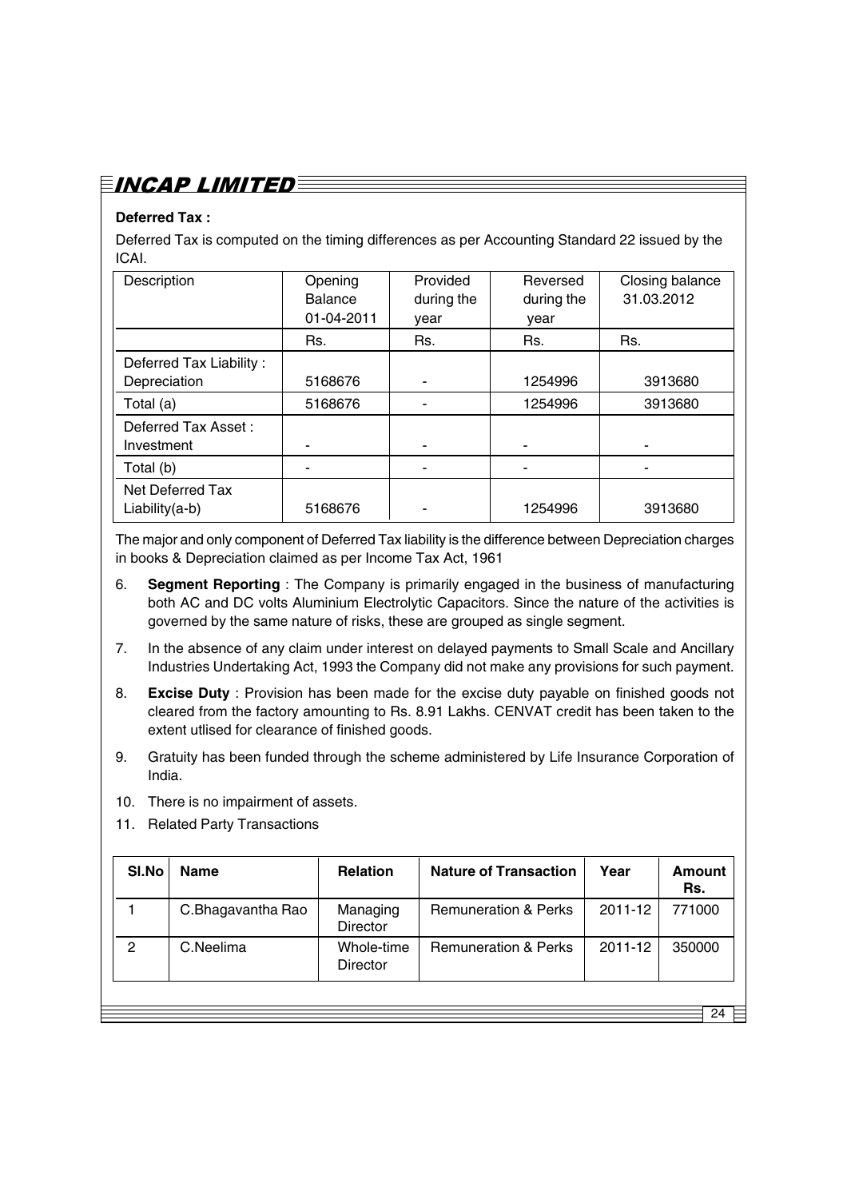**Deferred Tax :**

Deferred Tax is computed on the timing differences as per Accounting Standard 22 issued by the ICAI.

| Description | Opening Balance 01-04-2011 | Provided during the year | Reversed during the year | Closing balance 31.03.2012 |
|---|---|---|---|---|
| | Rs. | Rs. | Rs. | Rs. |
| Deferred Tax Liability : Depreciation | 5168676 | - | 1254996 | 3913680 |
| Total (a) | 5168676 | - | 1254996 | 3913680 |
| Deferred Tax Asset : Investment | - | - | - | - |
| Total (b) | - | - | - | - |
| Net Deferred Tax Liability(a-b) | 5168676 | - | 1254996 | 3913680 |

The major and only component of Deferred Tax liability is the difference between Depreciation charges in books & Depreciation claimed as per Income Tax Act, 1961

6. **Segment Reporting** : The Company is primarily engaged in the business of manufacturing both AC and DC volts Aluminium Electrolytic Capacitors. Since the nature of the activities is governed by the same nature of risks, these are grouped as single segment.

7. In the absence of any claim under interest on delayed payments to Small Scale and Ancillary Industries Undertaking Act, 1993 the Company did not make any provisions for such payment.

8. **Excise Duty** : Provision has been made for the excise duty payable on finished goods not cleared from the factory amounting to Rs. 8.91 Lakhs. CENVAT credit has been taken to the extent utlised for clearance of finished goods.

9. Gratuity has been funded through the scheme administered by Life Insurance Corporation of India.

10. There is no impairment of assets.

11. Related Party Transactions

| Sl.No | Name | Relation | Nature of Transaction | Year | Amount Rs. |
|---|---|---|---|---|---|
| 1 | C.Bhagavantha Rao | Managing Director | Remuneration & Perks | 2011-12 | 771000 |
| 2 | C.Neelima | Whole-time Director | Remuneration & Perks | 2011-12 | 350000 |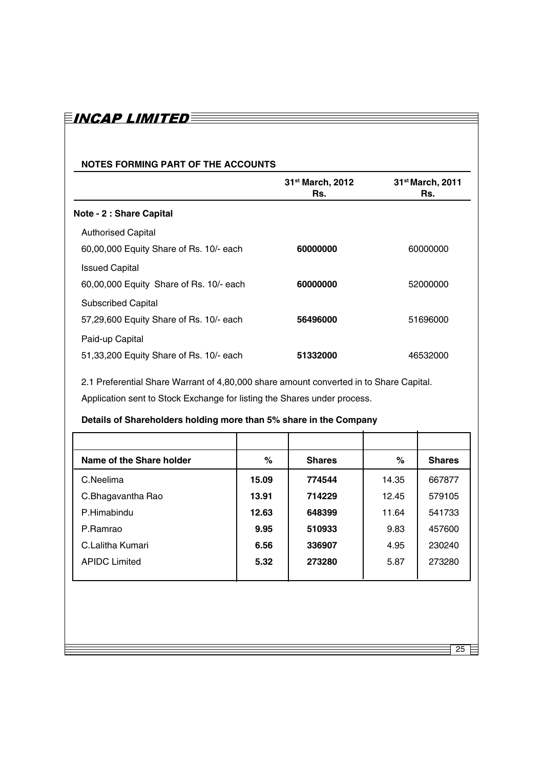## NOTES FORMING PART OF THE ACCOUNTS

| | 31st March, 2012 Rs. | 31st March, 2011 Rs. |
|---|---|---|
| **Note - 2 : Share Capital** | | |
| Authorised Capital | | |
| 60,00,000 Equity Share of Rs. 10/- each | **60000000** | 60000000 |
| Issued Capital | | |
| 60,00,000 Equity Share of Rs. 10/- each | **60000000** | 52000000 |
| Subscribed Capital | | |
| 57,29,600 Equity Share of Rs. 10/- each | **56496000** | 51696000 |
| Paid-up Capital | | |
| 51,33,200 Equity Share of Rs. 10/- each | **51332000** | 46532000 |

2.1 Preferential Share Warrant of 4,80,000 share amount converted in to Share Capital.

Application sent to Stock Exchange for listing the Shares under process.

### Details of Shareholders holding more than 5% share in the Company

| Name of the Share holder | % | Shares | % | Shares |
|---|---|---|---|---|
| C.Neelima | **15.09** | **774544** | 14.35 | 667877 |
| C.Bhagavantha Rao | **13.91** | **714229** | 12.45 | 579105 |
| P.Himabindu | **12.63** | **648399** | 11.64 | 541733 |
| P.Ramrao | **9.95** | **510933** | 9.83 | 457600 |
| C.Lalitha Kumari | **6.56** | **336907** | 4.95 | 230240 |
| APIDC Limited | **5.32** | **273280** | 5.87 | 273280 |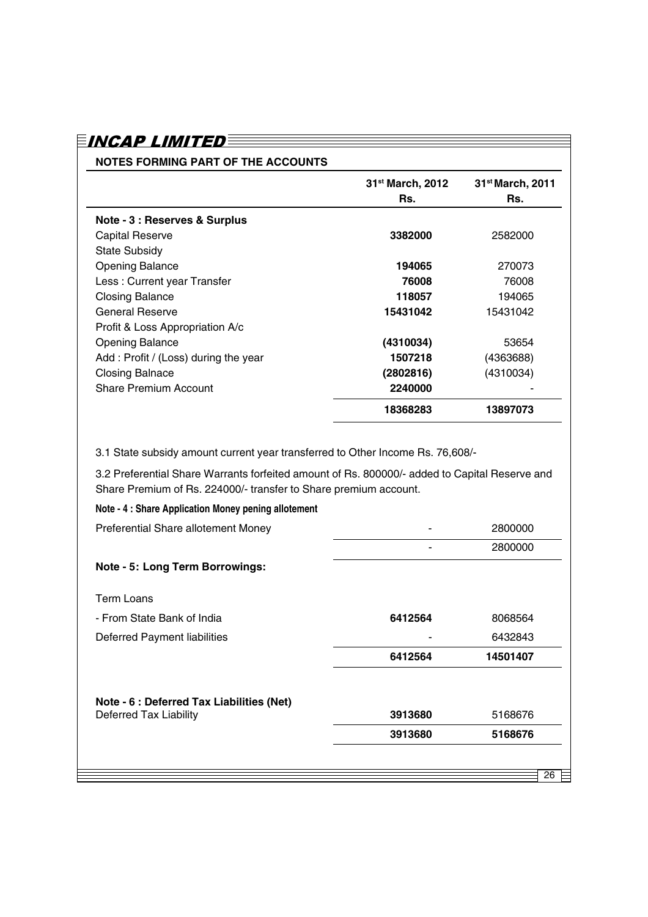## NOTES FORMING PART OF THE ACCOUNTS

| | 31st March, 2012 Rs. | 31st March, 2011 Rs. |
|---|---|---|
| **Note - 3 : Reserves & Surplus** | | |
| Capital Reserve | **3382000** | 2582000 |
| State Subsidy | | |
| Opening Balance | **194065** | 270073 |
| Less : Current year Transfer | **76008** | 76008 |
| Closing Balance | **118057** | 194065 |
| General Reserve | **15431042** | 15431042 |
| Profit & Loss Appropriation A/c | | |
| Opening Balance | **(4310034)** | 53654 |
| Add : Profit / (Loss) during the year | **1507218** | (4363688) |
| Closing Balnace | **(2802816)** | (4310034) |
| Share Premium Account | **2240000** | - |
| | **18368283** | **13897073** |

3.1 State subsidy amount current year transferred to Other Income Rs. 76,608/-

3.2 Preferential Share Warrants forfeited amount of Rs. 800000/- added to Capital Reserve and Share Premium of Rs. 224000/- transfer to Share premium account.

| | 31st March, 2012 Rs. | 31st March, 2011 Rs. |
|---|---|---|
| **Note - 4 : Share Application Money pening allotement** | | |
| Preferential Share allotement Money | - | 2800000 |
| | - | 2800000 |
| **Note - 5: Long Term Borrowings:** | | |
| Term Loans | | |
| - From State Bank of India | **6412564** | 8068564 |
| Deferred Payment liabilities | - | 6432843 |
| | **6412564** | **14501407** |
| **Note - 6 : Deferred Tax Liabilities (Net)** | | |
| Deferred Tax Liability | **3913680** | 5168676 |
| | **3913680** | **5168676** |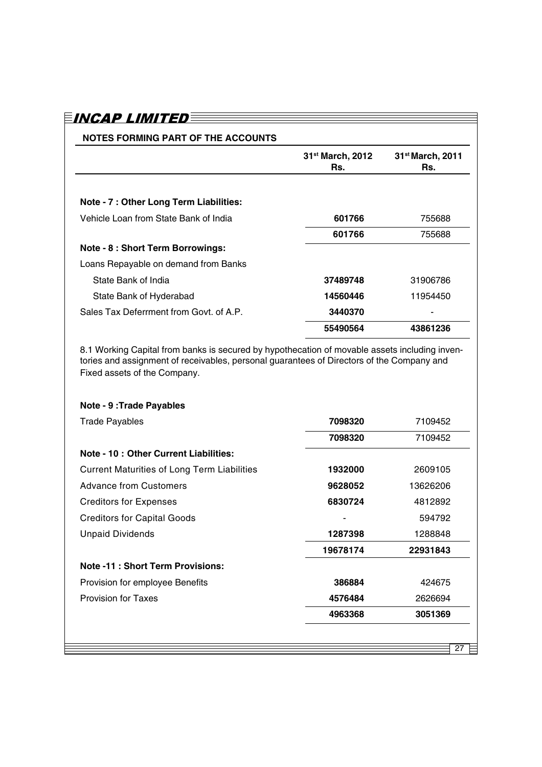# INCAP LIMITED

## NOTES FORMING PART OF THE ACCOUNTS

| | 31st March, 2012 Rs. | 31st March, 2011 Rs. |
|---|---|---|
| **Note - 7 : Other Long Term Liabilities:** | | |
| Vehicle Loan from State Bank of India | **601766** | 755688 |
| | **601766** | 755688 |
| **Note - 8 : Short Term Borrowings:** | | |
| Loans Repayable on demand from Banks | | |
| State Bank of India | **37489748** | 31906786 |
| State Bank of Hyderabad | **14560446** | 11954450 |
| Sales Tax Deferrment from Govt. of A.P. | **3440370** | - |
| | **55490564** | **43861236** |

8.1 Working Capital from banks is secured by hypothecation of movable assets including inventories and assignment of receivables, personal guarantees of Directors of the Company and Fixed assets of the Company.

| | 31st March, 2012 Rs. | 31st March, 2011 Rs. |
|---|---|---|
| **Note - 9 :Trade Payables** | | |
| Trade Payables | **7098320** | 7109452 |
| | **7098320** | 7109452 |
| **Note - 10 : Other Current Liabilities:** | | |
| Current Maturities of Long Term Liabilities | **1932000** | 2609105 |
| Advance from Customers | **9628052** | 13626206 |
| Creditors for Expenses | **6830724** | 4812892 |
| Creditors for Capital Goods | - | 594792 |
| Unpaid Dividends | **1287398** | 1288848 |
| | **19678174** | **22931843** |
| **Note -11 : Short Term Provisions:** | | |
| Provision for employee Benefits | **386884** | 424675 |
| Provision for Taxes | **4576484** | 2626694 |
| | **4963368** | **3051369** |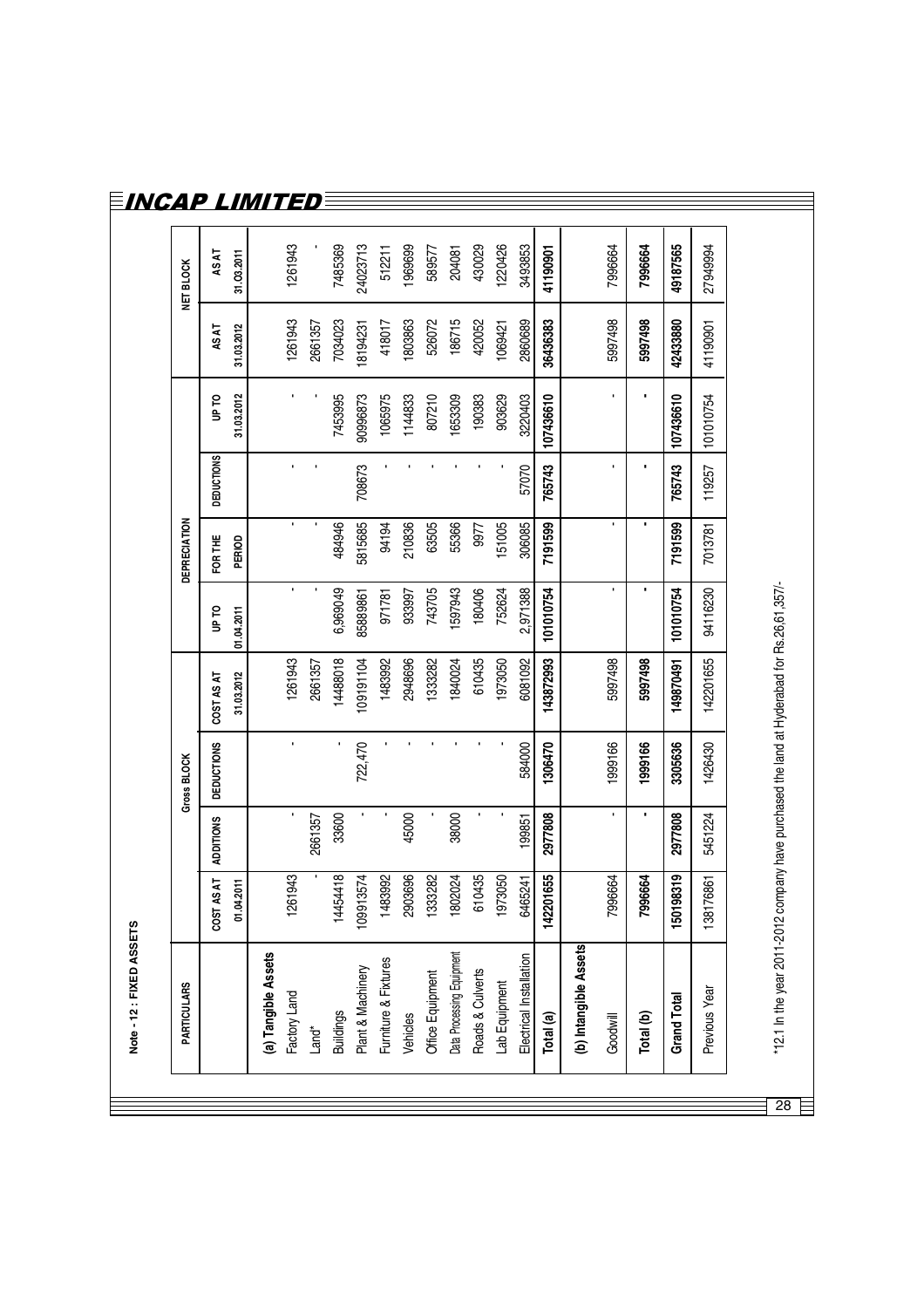**Note - 12 : FIXED ASSETS**

| PARTICULARS | Gross BLOCK | | | | DEPRECIATION | | | | NET BLOCK | |
|---|---|---|---|---|---|---|---|---|---|---|
| | COST AS AT 01.04.2011 | ADDITIONS | DEDUCTIONS | COST AS AT 31.03.2012 | UP TO 01.04.2011 | FOR THE PERIOD | DEDUCTIONS | UP TO 31.03.2012 | AS AT 31.03.2012 | AS AT 31.03.2011 |
| **(a) Tangible Assets** | | | | | | | | | | |
| Factory Land | 1261943 | - | - | 1261943 | - | - | - | - | 1261943 | 1261943 |
| Land* | - | 2661357 | | 2661357 | - | - | - | - | 2661357 | - |
| Buildings | 14454418 | 33600 | - | 14488018 | 6,969049 | 484946 | | 7453995 | 7034023 | 7485369 |
| Plant & Machinery | 109913574 | - | 722,470 | 109191104 | 85889861 | 5815685 | 708673 | 90996873 | 18194231 | 24023713 |
| Furniture & Fixtures | 1483992 | - | - | 1483992 | 971781 | 94194 | - | 1065975 | 418017 | 512211 |
| Vehicles | 2903696 | 45000 | - | 2948696 | 933997 | 210836 | - | 1144833 | 1803863 | 1969699 |
| Office Equipment | 1333282 | - | - | 1333282 | 743705 | 63505 | - | 807210 | 526072 | 589577 |
| Data Processing Equipment | 1802024 | 38000 | - | 1840024 | 1597943 | 55366 | - | 1653309 | 186715 | 204081 |
| Roads & Culverts | 610435 | - | - | 610435 | 180406 | 9977 | - | 190383 | 420052 | 430029 |
| Lab Equipment | 1973050 | - | - | 1973050 | 752624 | 151005 | - | 903629 | 1069421 | 1220426 |
| Electrical Installation | 6465241 | 199851 | 584000 | 6081092 | 2,971388 | 306085 | 57070 | 3220403 | 2860689 | 3493853 |
| **Total (a)** | **142201655** | **2977808** | **1306470** | **143872993** | **101010754** | **7191599** | **765743** | **107436610** | **36436383** | **41190901** |
| **(b) Intangible Assets** | | | | | | | | | | |
| Goodwill | 7996664 | - | 1999166 | 5997498 | - | - | - | - | 5997498 | 7996664 |
| **Total (b)** | **7996664** | **-** | **1999166** | **5997498** | **-** | **-** | **-** | **-** | **5997498** | **7996664** |
| **Grand Total** | **150198319** | **2977808** | **3305636** | **149870491** | **101010754** | **7191599** | **765743** | **107436610** | **42433880** | **49187565** |
| Previous Year | 138176861 | 5451224 | 1426430 | 142201655 | 94116230 | 7013781 | 119257 | 101010754 | 41190901 | 27949994 |

*12.1 In the year 2011-2012 company have purchased the land at Hyderabad for Rs.26,61,357/-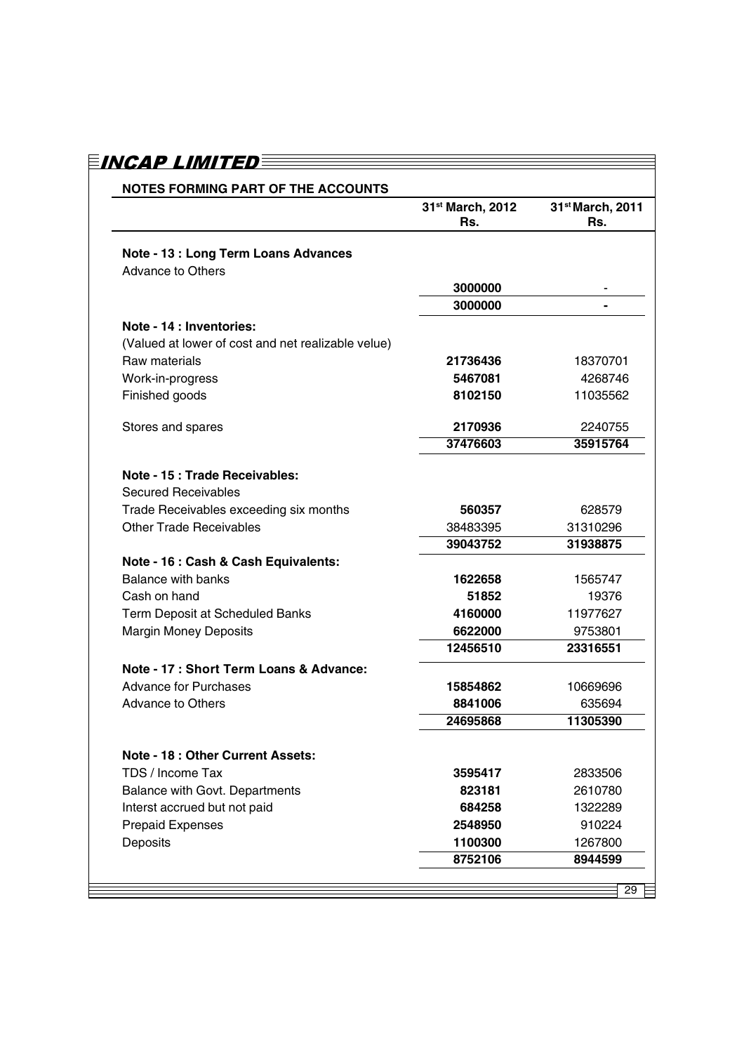# INCAP LIMITED

## NOTES FORMING PART OF THE ACCOUNTS

| | 31st March, 2012 Rs. | 31st March, 2011 Rs. |
|---|---|---|
| **Note - 13 : Long Term Loans Advances** | | |
| Advance to Others | | |
| | **3000000** | - |
| | **3000000** | **-** |
| **Note - 14 : Inventories:** | | |
| (Valued at lower of cost and net realizable velue) | | |
| Raw materials | **21736436** | 18370701 |
| Work-in-progress | **5467081** | 4268746 |
| Finished goods | **8102150** | 11035562 |
| Stores and spares | **2170936** | 2240755 |
| | **37476603** | **35915764** |
| **Note - 15 : Trade Receivables:** | | |
| Secured Receivables | | |
| Trade Receivables exceeding six months | **560357** | 628579 |
| Other Trade Receivables | 38483395 | 31310296 |
| | **39043752** | **31938875** |
| **Note - 16 : Cash & Cash Equivalents:** | | |
| Balance with banks | **1622658** | 1565747 |
| Cash on hand | **51852** | 19376 |
| Term Deposit at Scheduled Banks | **4160000** | 11977627 |
| Margin Money Deposits | **6622000** | 9753801 |
| | **12456510** | **23316551** |
| **Note - 17 : Short Term Loans & Advance:** | | |
| Advance for Purchases | **15854862** | 10669696 |
| Advance to Others | **8841006** | 635694 |
| | **24695868** | **11305390** |
| **Note - 18 : Other Current Assets:** | | |
| TDS / Income Tax | **3595417** | 2833506 |
| Balance with Govt. Departments | **823181** | 2610780 |
| Interst accrued but not paid | **684258** | 1322289 |
| Prepaid Expenses | **2548950** | 910224 |
| Deposits | **1100300** | 1267800 |
| | **8752106** | **8944599** |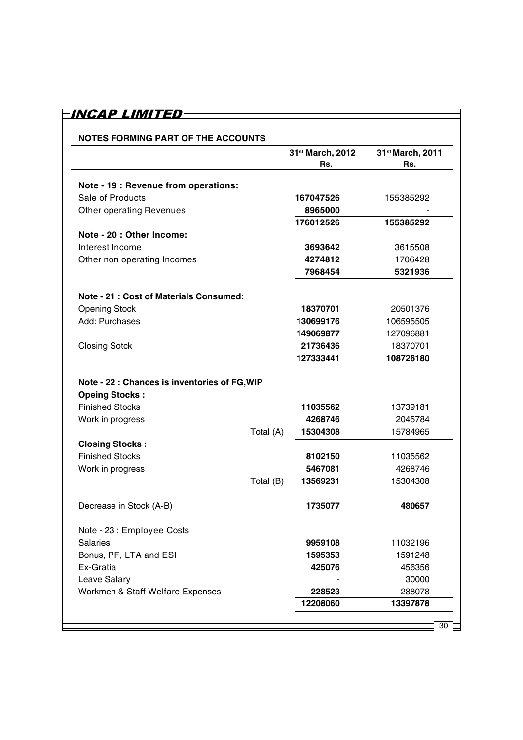**NOTES FORMING PART OF THE ACCOUNTS**

| | | 31st March, 2012 Rs. | 31st March, 2011 Rs. |
|---|---|---|---|
| **Note - 19 : Revenue from operations:** | | | |
| Sale of Products | | **167047526** | 155385292 |
| Other operating Revenues | | **8965000** | - |
| | | **176012526** | **155385292** |
| **Note - 20 : Other Income:** | | | |
| Interest Income | | **3693642** | 3615508 |
| Other non operating Incomes | | **4274812** | 1706428 |
| | | **7968454** | **5321936** |
| **Note - 21 : Cost of Materials Consumed:** | | | |
| Opening Stock | | **18370701** | 20501376 |
| Add: Purchases | | **130699176** | 106595505 |
| | | **149069877** | 127096881 |
| Closing Sotck | | **21736436** | 18370701 |
| | | **127333441** | **108726180** |
| **Note - 22 : Chances is inventories of FG,WIP** | | | |
| **Opeing Stocks :** | | | |
| Finished Stocks | | **11035562** | 13739181 |
| Work in progress | | **4268746** | 2045784 |
| | Total (A) | **15304308** | 15784965 |
| **Closing Stocks :** | | | |
| Finished Stocks | | **8102150** | 11035562 |
| Work in progress | | **5467081** | 4268746 |
| | Total (B) | **13569231** | 15304308 |
| Decrease in Stock (A-B) | | **1735077** | **480657** |
| Note - 23 : Employee Costs | | | |
| Salaries | | **9959108** | 11032196 |
| Bonus, PF, LTA and ESI | | **1595353** | 1591248 |
| Ex-Gratia | | **425076** | 456356 |
| Leave Salary | | - | 30000 |
| Workmen & Staff Welfare Expenses | | **228523** | 288078 |
| | | **12208060** | **13397878** |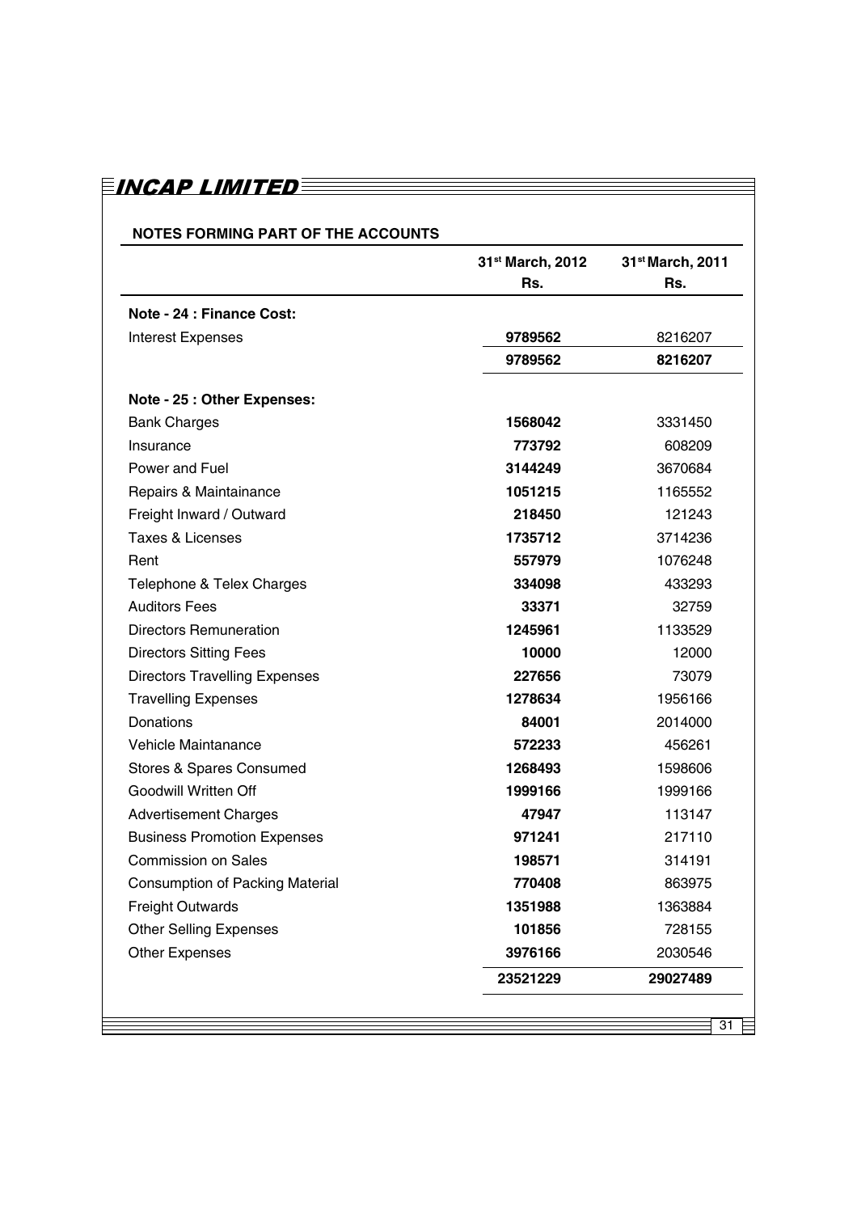## NOTES FORMING PART OF THE ACCOUNTS

| | 31st March, 2012<br>Rs. | 31st March, 2011<br>Rs. |
|---|---|---|
| **Note - 24 : Finance Cost:** | | |
| Interest Expenses | **9789562** | 8216207 |
| | **9789562** | **8216207** |
| **Note - 25 : Other Expenses:** | | |
| Bank Charges | **1568042** | 3331450 |
| Insurance | **773792** | 608209 |
| Power and Fuel | **3144249** | 3670684 |
| Repairs & Maintainance | **1051215** | 1165552 |
| Freight Inward / Outward | **218450** | 121243 |
| Taxes & Licenses | **1735712** | 3714236 |
| Rent | **557979** | 1076248 |
| Telephone & Telex Charges | **334098** | 433293 |
| Auditors Fees | **33371** | 32759 |
| Directors Remuneration | **1245961** | 1133529 |
| Directors Sitting Fees | **10000** | 12000 |
| Directors Travelling Expenses | **227656** | 73079 |
| Travelling Expenses | **1278634** | 1956166 |
| Donations | **84001** | 2014000 |
| Vehicle Maintanance | **572233** | 456261 |
| Stores & Spares Consumed | **1268493** | 1598606 |
| Goodwill Written Off | **1999166** | 1999166 |
| Advertisement Charges | **47947** | 113147 |
| Business Promotion Expenses | **971241** | 217110 |
| Commission on Sales | **198571** | 314191 |
| Consumption of Packing Material | **770408** | 863975 |
| Freight Outwards | **1351988** | 1363884 |
| Other Selling Expenses | **101856** | 728155 |
| Other Expenses | **3976166** | 2030546 |
| | **23521229** | **29027489** |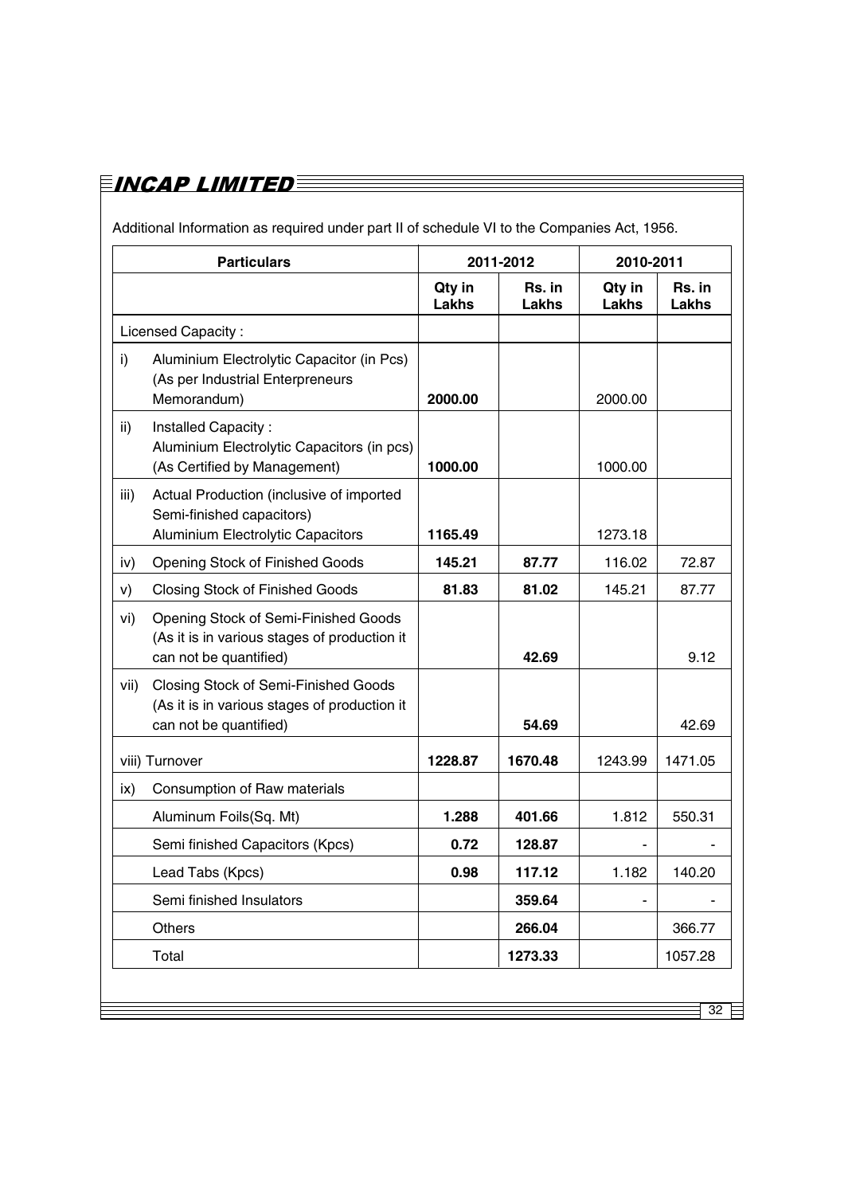Additional Information as required under part II of schedule VI to the Companies Act, 1956.

| Particulars | 2011-2012 | | 2010-2011 | |
|---|---|---|---|---|
| | Qty in Lakhs | Rs. in Lakhs | Qty in Lakhs | Rs. in Lakhs |
| Licensed Capacity : | | | | |
| i) Aluminium Electrolytic Capacitor (in Pcs) (As per Industrial Enterpreneurs Memorandum) | **2000.00** | | 2000.00 | |
| ii) Installed Capacity : Aluminium Electrolytic Capacitors (in pcs) (As Certified by Management) | **1000.00** | | 1000.00 | |
| iii) Actual Production (inclusive of imported Semi-finished capacitors) Aluminium Electrolytic Capacitors | **1165.49** | | 1273.18 | |
| iv) Opening Stock of Finished Goods | **145.21** | **87.77** | 116.02 | 72.87 |
| v) Closing Stock of Finished Goods | **81.83** | **81.02** | 145.21 | 87.77 |
| vi) Opening Stock of Semi-Finished Goods (As it is in various stages of production it can not be quantified) | | **42.69** | | 9.12 |
| vii) Closing Stock of Semi-Finished Goods (As it is in various stages of production it can not be quantified) | | **54.69** | | 42.69 |
| viii) Turnover | **1228.87** | **1670.48** | 1243.99 | 1471.05 |
| ix) Consumption of Raw materials | | | | |
| Aluminum Foils(Sq. Mt) | **1.288** | **401.66** | 1.812 | 550.31 |
| Semi finished Capacitors (Kpcs) | **0.72** | **128.87** | - | - |
| Lead Tabs (Kpcs) | **0.98** | **117.12** | 1.182 | 140.20 |
| Semi finished Insulators | | **359.64** | - | - |
| Others | | **266.04** | | 366.77 |
| Total | | **1273.33** | | 1057.28 |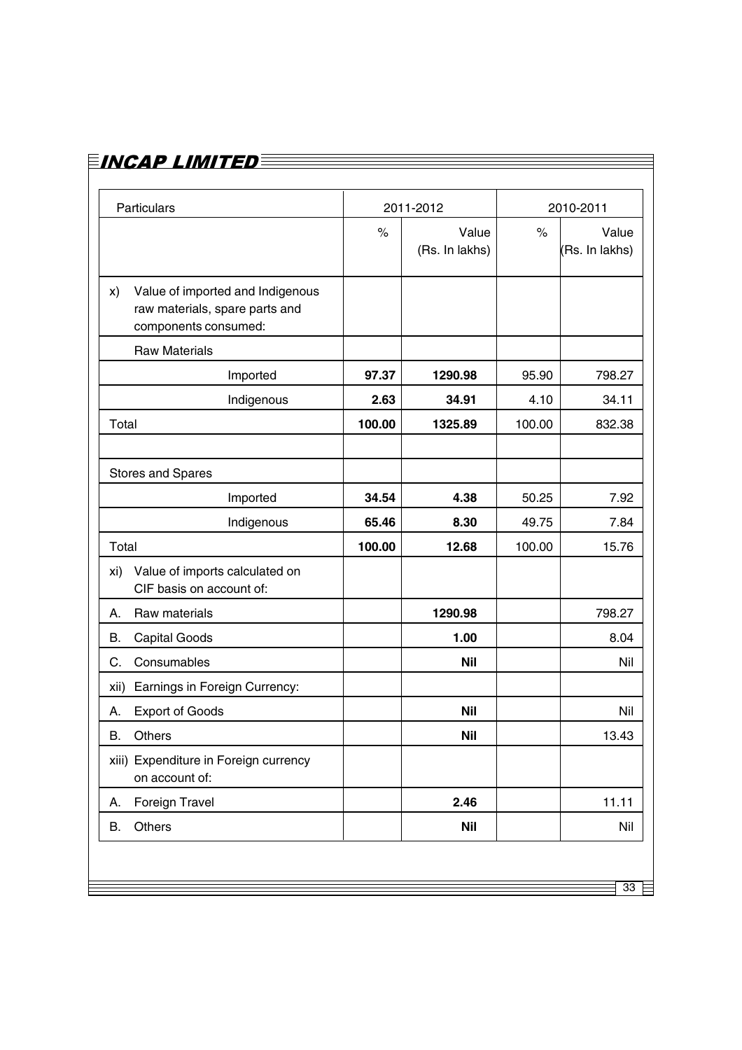| Particulars | 2011-2012 | | 2010-2011 | |
|---|---|---|---|---|
| | % | Value (Rs. In lakhs) | % | Value (Rs. In lakhs) |
| x) Value of imported and Indigenous raw materials, spare parts and components consumed: | | | | |
| Raw Materials | | | | |
| Imported | **97.37** | **1290.98** | 95.90 | 798.27 |
| Indigenous | **2.63** | **34.91** | 4.10 | 34.11 |
| Total | **100.00** | **1325.89** | 100.00 | 832.38 |
| | | | | |
| Stores and Spares | | | | |
| Imported | **34.54** | **4.38** | 50.25 | 7.92 |
| Indigenous | **65.46** | **8.30** | 49.75 | 7.84 |
| Total | **100.00** | **12.68** | 100.00 | 15.76 |
| xi) Value of imports calculated on CIF basis on account of: | | | | |
| A. Raw materials | | **1290.98** | | 798.27 |
| B. Capital Goods | | **1.00** | | 8.04 |
| C. Consumables | | **Nil** | | Nil |
| xii) Earnings in Foreign Currency: | | | | |
| A. Export of Goods | | **Nil** | | Nil |
| B. Others | | **Nil** | | 13.43 |
| xiii) Expenditure in Foreign currency on account of: | | | | |
| A. Foreign Travel | | **2.46** | | 11.11 |
| B. Others | | **Nil** | | Nil |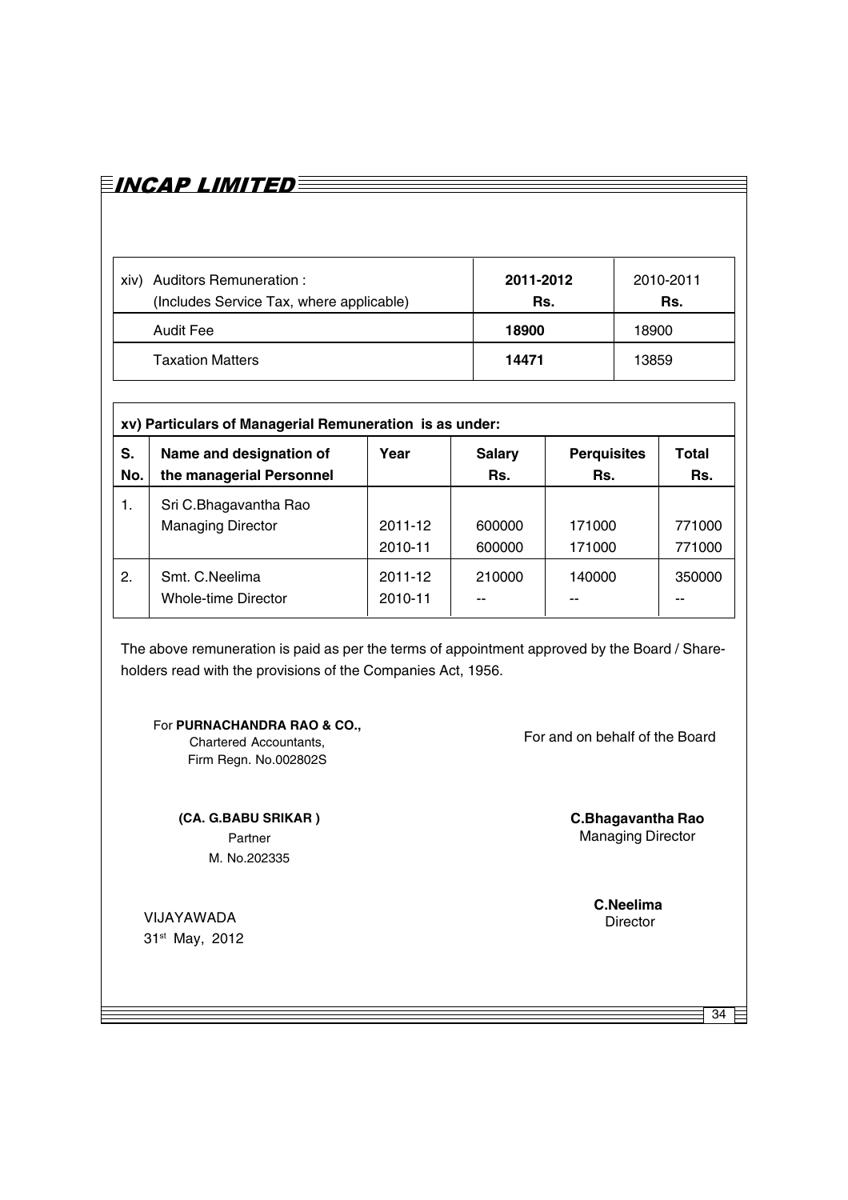| xiv) Auditors Remuneration :<br>(Includes Service Tax, where applicable) | **2011-2012**<br>**Rs.** | 2010-2011<br>Rs. |
|---|---|---|
| Audit Fee | **18900** | 18900 |
| Taxation Matters | **14471** | 13859 |

**xv) Particulars of Managerial Remuneration is as under:**

| S. No. | Name and designation of the managerial Personnel | Year | Salary Rs. | Perquisites Rs. | Total Rs. |
|---|---|---|---|---|---|
| 1. | Sri C.Bhagavantha Rao<br>Managing Director | 2011-12<br>2010-11 | 600000<br>600000 | 171000<br>171000 | 771000<br>771000 |
| 2. | Smt. C.Neelima<br>Whole-time Director | 2011-12<br>2010-11 | 210000<br>-- | 140000<br>-- | 350000<br>-- |

The above remuneration is paid as per the terms of appointment approved by the Board / Shareholders read with the provisions of the Companies Act, 1956.

For **PURNACHANDRA RAO & CO.,**
Chartered Accountants,
Firm Regn. No.002802S

**(CA. G.BABU SRIKAR )**
Partner
M. No.202335

VIJAYAWADA
31st May, 2012

For and on behalf of the Board

**C.Bhagavantha Rao**
Managing Director

**C.Neelima**
Director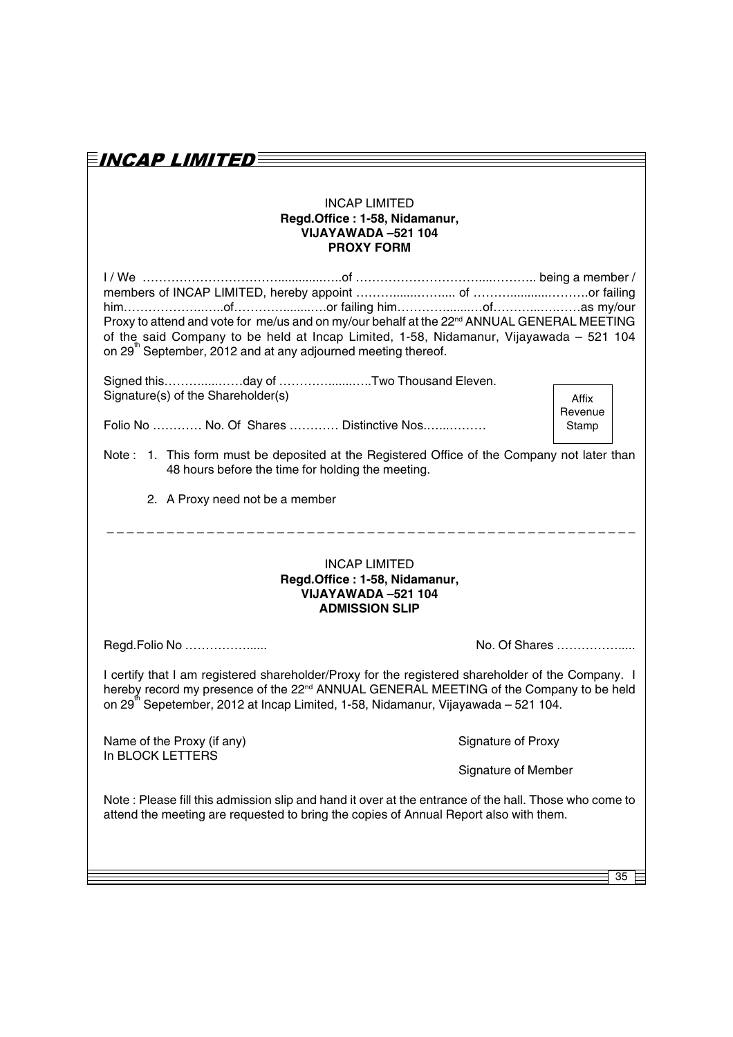INCAP LIMITED
**Regd.Office : 1-58, Nidamanur,**
**VIJAYAWADA –521 104**
**PROXY FORM**

I / We ……………………………...............…..of ……………………………...……….. being a member / members of INCAP LIMITED, hereby appoint ……….......……..... of ……….........……….or failing him……………….…...of……………........….or failing him……………......…of……….....………as my/our Proxy to attend and vote for me/us and on my/our behalf at the 22nd ANNUAL GENERAL MEETING of the said Company to be held at Incap Limited, 1-58, Nidamanur, Vijayawada – 521 104 on 29th September, 2012 and at any adjourned meeting thereof.

Signed this………......……day of ……………........…..Two Thousand Eleven.
Signature(s) of the Shareholder(s)

Affix Revenue Stamp

Folio No ………… No. Of Shares ………… Distinctive Nos.…....………

Note : 1. This form must be deposited at the Registered Office of the Company not later than 48 hours before the time for holding the meeting.

2. A Proxy need not be a member

---

INCAP LIMITED
**Regd.Office : 1-58, Nidamanur,**
**VIJAYAWADA –521 104**
**ADMISSION SLIP**

Regd.Folio No ……………......  No. Of Shares ……………....

I certify that I am registered shareholder/Proxy for the registered shareholder of the Company. I hereby record my presence of the 22nd ANNUAL GENERAL MEETING of the Company to be held on 29th Sepetember, 2012 at Incap Limited, 1-58, Nidamanur, Vijayawada – 521 104.

Name of the Proxy (if any)
In BLOCK LETTERS

Signature of Proxy

Signature of Member

Note : Please fill this admission slip and hand it over at the entrance of the hall. Those who come to attend the meeting are requested to bring the copies of Annual Report also with them.